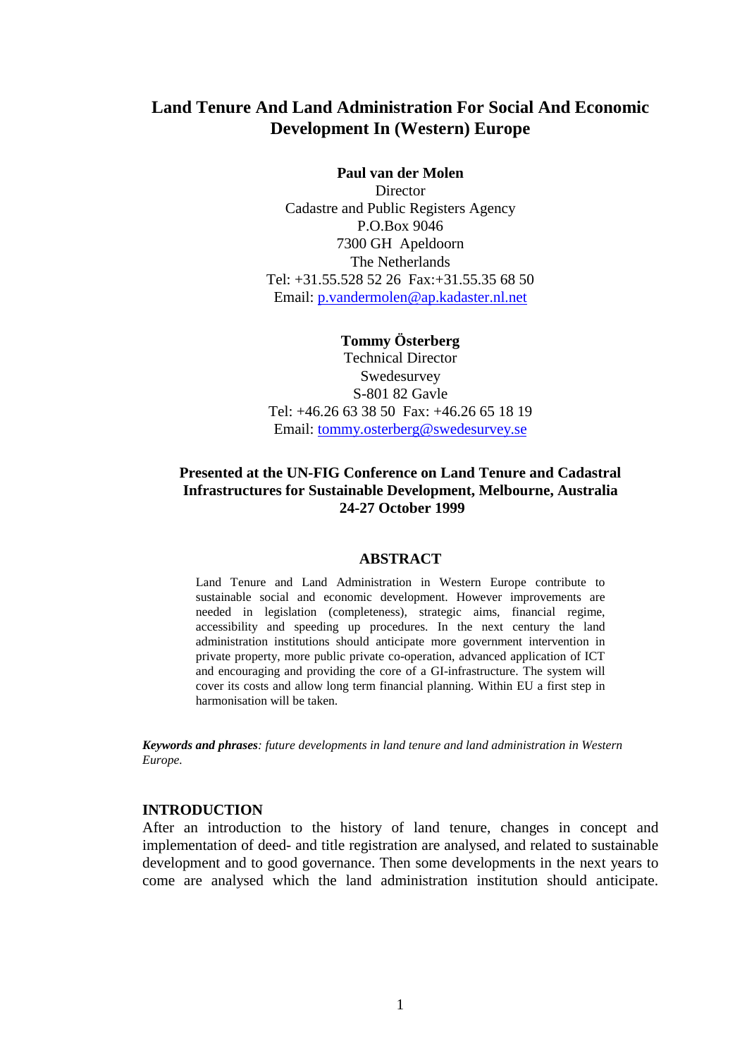# Land Tenure And Land Administration For Social And Economic Development In (Western) Europe

**Paul van der Molen**
Director
Cadastre and Public Registers Agency
P.O.Box 9046
7300 GH Apeldoorn
The Netherlands
Tel: +31.55.528 52 26 Fax:+31.55.35 68 50
Email: p.vandermolen@ap.kadaster.nl.net

**Tommy Österberg**
Technical Director
Swedesurvey
S-801 82 Gavle
Tel: +46.26 63 38 50 Fax: +46.26 65 18 19
Email: tommy.osterberg@swedesurvey.se

**Presented at the UN-FIG Conference on Land Tenure and Cadastral Infrastructures for Sustainable Development, Melbourne, Australia 24-27 October 1999**

## ABSTRACT

Land Tenure and Land Administration in Western Europe contribute to sustainable social and economic development. However improvements are needed in legislation (completeness), strategic aims, financial regime, accessibility and speeding up procedures. In the next century the land administration institutions should anticipate more government intervention in private property, more public private co-operation, advanced application of ICT and encouraging and providing the core of a GI-infrastructure. The system will cover its costs and allow long term financial planning. Within EU a first step in harmonisation will be taken.

***Keywords and phrases**: future developments in land tenure and land administration in Western Europe.*

## INTRODUCTION

After an introduction to the history of land tenure, changes in concept and implementation of deed- and title registration are analysed, and related to sustainable development and to good governance. Then some developments in the next years to come are analysed which the land administration institution should anticipate.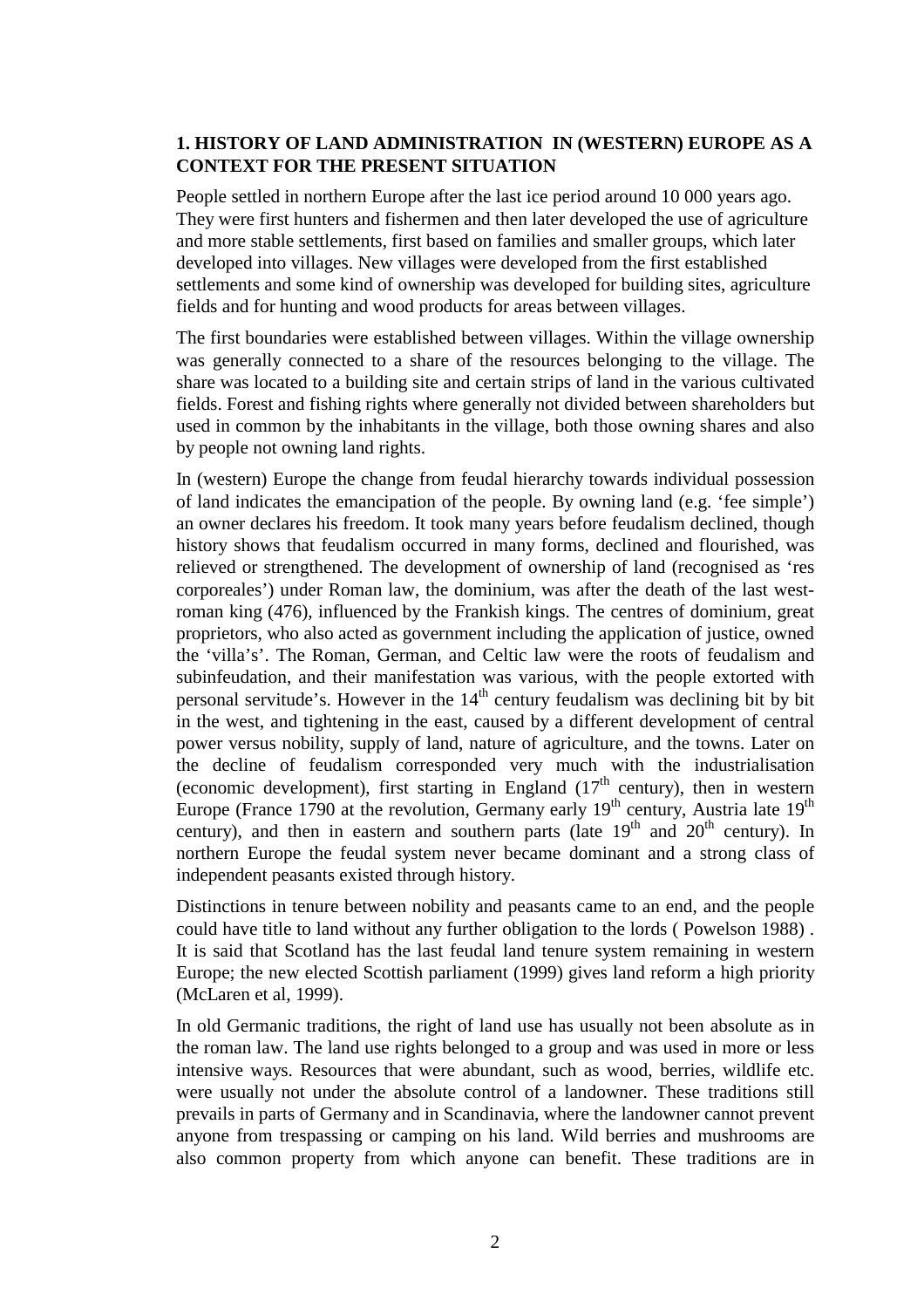## 1. HISTORY OF LAND ADMINISTRATION IN (WESTERN) EUROPE AS A CONTEXT FOR THE PRESENT SITUATION

People settled in northern Europe after the last ice period around 10 000 years ago. They were first hunters and fishermen and then later developed the use of agriculture and more stable settlements, first based on families and smaller groups, which later developed into villages. New villages were developed from the first established settlements and some kind of ownership was developed for building sites, agriculture fields and for hunting and wood products for areas between villages.

The first boundaries were established between villages. Within the village ownership was generally connected to a share of the resources belonging to the village. The share was located to a building site and certain strips of land in the various cultivated fields. Forest and fishing rights where generally not divided between shareholders but used in common by the inhabitants in the village, both those owning shares and also by people not owning land rights.

In (western) Europe the change from feudal hierarchy towards individual possession of land indicates the emancipation of the people. By owning land (e.g. 'fee simple') an owner declares his freedom. It took many years before feudalism declined, though history shows that feudalism occurred in many forms, declined and flourished, was relieved or strengthened. The development of ownership of land (recognised as 'res corporeales') under Roman law, the dominium, was after the death of the last west-roman king (476), influenced by the Frankish kings. The centres of dominium, great proprietors, who also acted as government including the application of justice, owned the 'villa's'. The Roman, German, and Celtic law were the roots of feudalism and subinfeudation, and their manifestation was various, with the people extorted with personal servitude's. However in the 14th century feudalism was declining bit by bit in the west, and tightening in the east, caused by a different development of central power versus nobility, supply of land, nature of agriculture, and the towns. Later on the decline of feudalism corresponded very much with the industrialisation (economic development), first starting in England (17th century), then in western Europe (France 1790 at the revolution, Germany early 19th century, Austria late 19th century), and then in eastern and southern parts (late 19th and 20th century). In northern Europe the feudal system never became dominant and a strong class of independent peasants existed through history.

Distinctions in tenure between nobility and peasants came to an end, and the people could have title to land without any further obligation to the lords ( Powelson 1988) . It is said that Scotland has the last feudal land tenure system remaining in western Europe; the new elected Scottish parliament (1999) gives land reform a high priority (McLaren et al, 1999).

In old Germanic traditions, the right of land use has usually not been absolute as in the roman law. The land use rights belonged to a group and was used in more or less intensive ways. Resources that were abundant, such as wood, berries, wildlife etc. were usually not under the absolute control of a landowner. These traditions still prevails in parts of Germany and in Scandinavia, where the landowner cannot prevent anyone from trespassing or camping on his land. Wild berries and mushrooms are also common property from which anyone can benefit. These traditions are in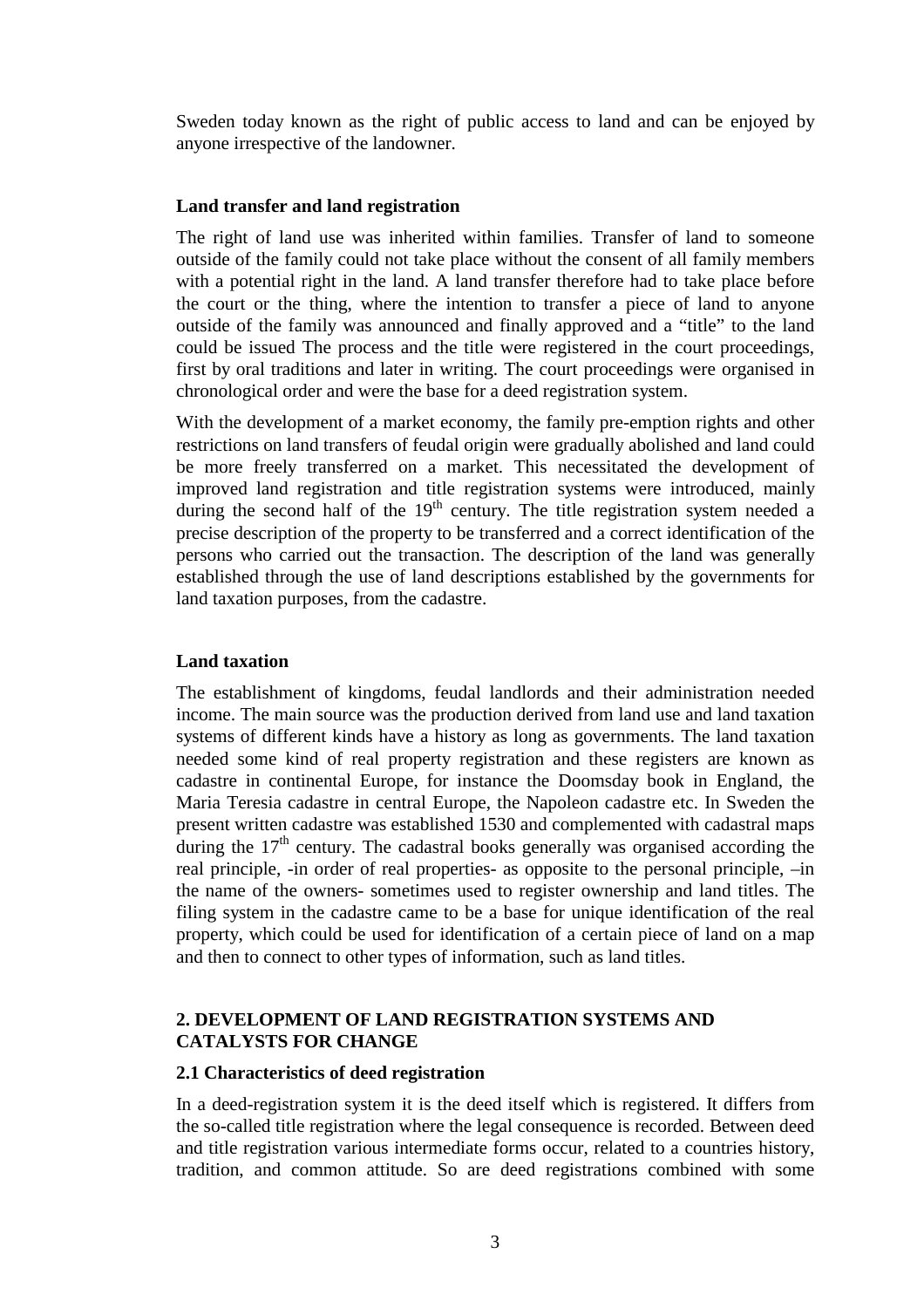Sweden today known as the right of public access to land and can be enjoyed by anyone irrespective of the landowner.

**Land transfer and land registration**

The right of land use was inherited within families. Transfer of land to someone outside of the family could not take place without the consent of all family members with a potential right in the land. A land transfer therefore had to take place before the court or the thing, where the intention to transfer a piece of land to anyone outside of the family was announced and finally approved and a "title" to the land could be issued The process and the title were registered in the court proceedings, first by oral traditions and later in writing. The court proceedings were organised in chronological order and were the base for a deed registration system.

With the development of a market economy, the family pre-emption rights and other restrictions on land transfers of feudal origin were gradually abolished and land could be more freely transferred on a market. This necessitated the development of improved land registration and title registration systems were introduced, mainly during the second half of the 19th century. The title registration system needed a precise description of the property to be transferred and a correct identification of the persons who carried out the transaction. The description of the land was generally established through the use of land descriptions established by the governments for land taxation purposes, from the cadastre.

**Land taxation**

The establishment of kingdoms, feudal landlords and their administration needed income. The main source was the production derived from land use and land taxation systems of different kinds have a history as long as governments. The land taxation needed some kind of real property registration and these registers are known as cadastre in continental Europe, for instance the Doomsday book in England, the Maria Teresia cadastre in central Europe, the Napoleon cadastre etc. In Sweden the present written cadastre was established 1530 and complemented with cadastral maps during the 17th century. The cadastral books generally was organised according the real principle, -in order of real properties- as opposite to the personal principle, –in the name of the owners- sometimes used to register ownership and land titles. The filing system in the cadastre came to be a base for unique identification of the real property, which could be used for identification of a certain piece of land on a map and then to connect to other types of information, such as land titles.

## 2. DEVELOPMENT OF LAND REGISTRATION SYSTEMS AND CATALYSTS FOR CHANGE

### 2.1 Characteristics of deed registration

In a deed-registration system it is the deed itself which is registered. It differs from the so-called title registration where the legal consequence is recorded. Between deed and title registration various intermediate forms occur, related to a countries history, tradition, and common attitude. So are deed registrations combined with some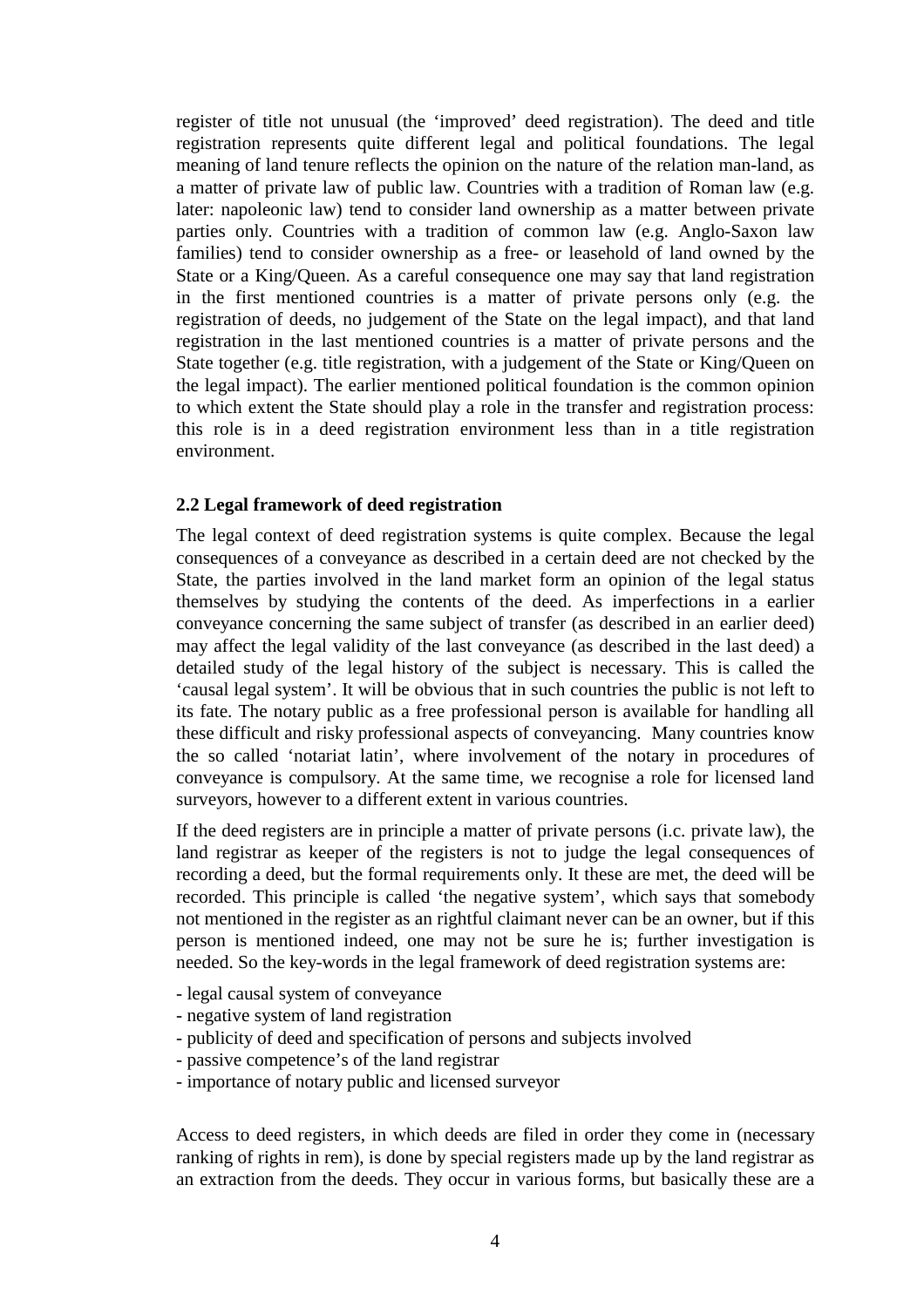register of title not unusual (the 'improved' deed registration). The deed and title registration represents quite different legal and political foundations. The legal meaning of land tenure reflects the opinion on the nature of the relation man-land, as a matter of private law of public law. Countries with a tradition of Roman law (e.g. later: napoleonic law) tend to consider land ownership as a matter between private parties only. Countries with a tradition of common law (e.g. Anglo-Saxon law families) tend to consider ownership as a free- or leasehold of land owned by the State or a King/Queen. As a careful consequence one may say that land registration in the first mentioned countries is a matter of private persons only (e.g. the registration of deeds, no judgement of the State on the legal impact), and that land registration in the last mentioned countries is a matter of private persons and the State together (e.g. title registration, with a judgement of the State or King/Queen on the legal impact). The earlier mentioned political foundation is the common opinion to which extent the State should play a role in the transfer and registration process: this role is in a deed registration environment less than in a title registration environment.

**2.2 Legal framework of deed registration**

The legal context of deed registration systems is quite complex. Because the legal consequences of a conveyance as described in a certain deed are not checked by the State, the parties involved in the land market form an opinion of the legal status themselves by studying the contents of the deed. As imperfections in a earlier conveyance concerning the same subject of transfer (as described in an earlier deed) may affect the legal validity of the last conveyance (as described in the last deed) a detailed study of the legal history of the subject is necessary. This is called the 'causal legal system'. It will be obvious that in such countries the public is not left to its fate. The notary public as a free professional person is available for handling all these difficult and risky professional aspects of conveyancing. Many countries know the so called 'notariat latin', where involvement of the notary in procedures of conveyance is compulsory. At the same time, we recognise a role for licensed land surveyors, however to a different extent in various countries.

If the deed registers are in principle a matter of private persons (i.c. private law), the land registrar as keeper of the registers is not to judge the legal consequences of recording a deed, but the formal requirements only. It these are met, the deed will be recorded. This principle is called 'the negative system', which says that somebody not mentioned in the register as an rightful claimant never can be an owner, but if this person is mentioned indeed, one may not be sure he is; further investigation is needed. So the key-words in the legal framework of deed registration systems are:

- legal causal system of conveyance
- negative system of land registration
- publicity of deed and specification of persons and subjects involved
- passive competence's of the land registrar
- importance of notary public and licensed surveyor

Access to deed registers, in which deeds are filed in order they come in (necessary ranking of rights in rem), is done by special registers made up by the land registrar as an extraction from the deeds. They occur in various forms, but basically these are a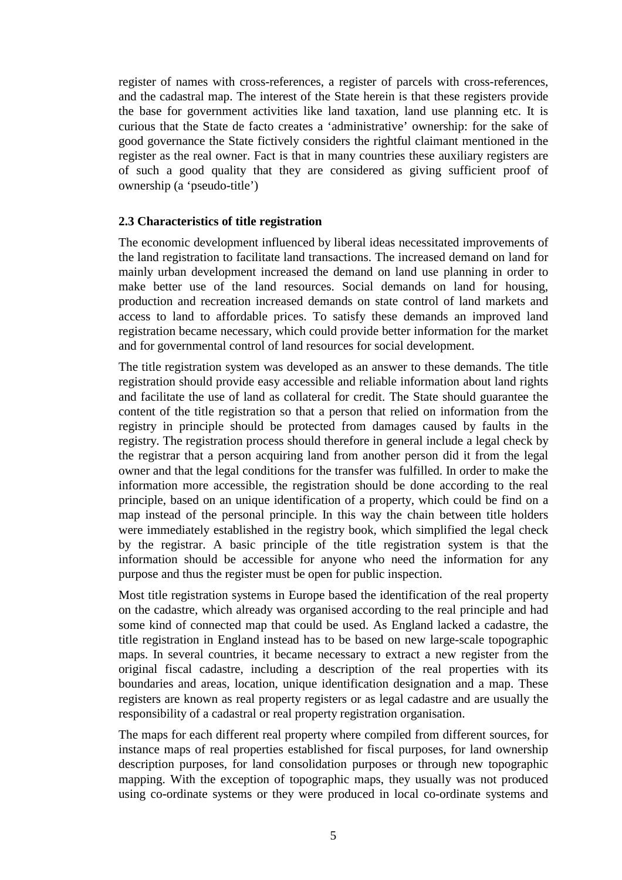register of names with cross-references, a register of parcels with cross-references, and the cadastral map. The interest of the State herein is that these registers provide the base for government activities like land taxation, land use planning etc. It is curious that the State de facto creates a 'administrative' ownership: for the sake of good governance the State fictively considers the rightful claimant mentioned in the register as the real owner. Fact is that in many countries these auxiliary registers are of such a good quality that they are considered as giving sufficient proof of ownership (a 'pseudo-title')

### 2.3 Characteristics of title registration

The economic development influenced by liberal ideas necessitated improvements of the land registration to facilitate land transactions. The increased demand on land for mainly urban development increased the demand on land use planning in order to make better use of the land resources. Social demands on land for housing, production and recreation increased demands on state control of land markets and access to land to affordable prices. To satisfy these demands an improved land registration became necessary, which could provide better information for the market and for governmental control of land resources for social development.

The title registration system was developed as an answer to these demands. The title registration should provide easy accessible and reliable information about land rights and facilitate the use of land as collateral for credit. The State should guarantee the content of the title registration so that a person that relied on information from the registry in principle should be protected from damages caused by faults in the registry. The registration process should therefore in general include a legal check by the registrar that a person acquiring land from another person did it from the legal owner and that the legal conditions for the transfer was fulfilled. In order to make the information more accessible, the registration should be done according to the real principle, based on an unique identification of a property, which could be find on a map instead of the personal principle. In this way the chain between title holders were immediately established in the registry book, which simplified the legal check by the registrar. A basic principle of the title registration system is that the information should be accessible for anyone who need the information for any purpose and thus the register must be open for public inspection.

Most title registration systems in Europe based the identification of the real property on the cadastre, which already was organised according to the real principle and had some kind of connected map that could be used. As England lacked a cadastre, the title registration in England instead has to be based on new large-scale topographic maps. In several countries, it became necessary to extract a new register from the original fiscal cadastre, including a description of the real properties with its boundaries and areas, location, unique identification designation and a map. These registers are known as real property registers or as legal cadastre and are usually the responsibility of a cadastral or real property registration organisation.

The maps for each different real property where compiled from different sources, for instance maps of real properties established for fiscal purposes, for land ownership description purposes, for land consolidation purposes or through new topographic mapping. With the exception of topographic maps, they usually was not produced using co-ordinate systems or they were produced in local co-ordinate systems and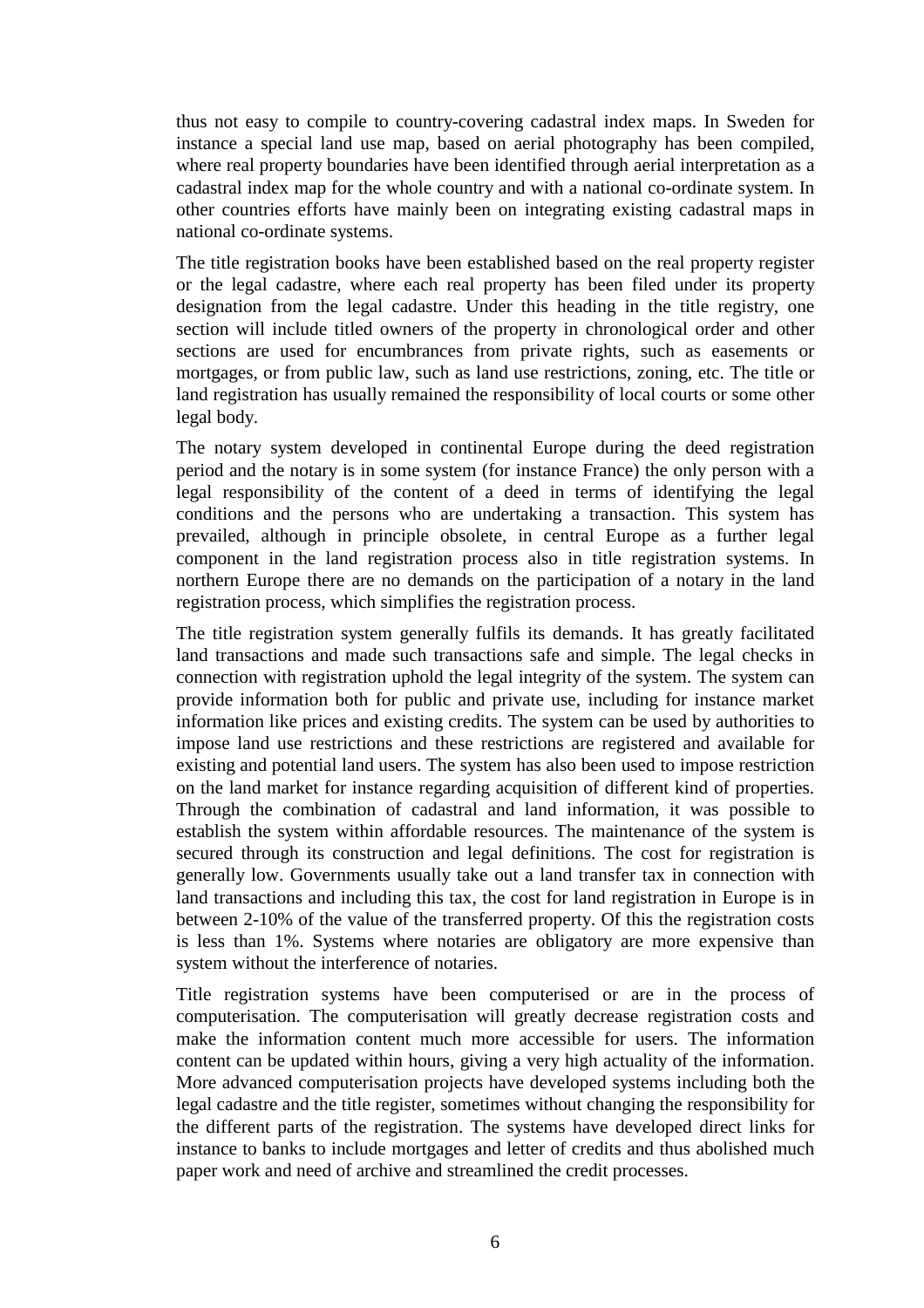thus not easy to compile to country-covering cadastral index maps. In Sweden for instance a special land use map, based on aerial photography has been compiled, where real property boundaries have been identified through aerial interpretation as a cadastral index map for the whole country and with a national co-ordinate system. In other countries efforts have mainly been on integrating existing cadastral maps in national co-ordinate systems.

The title registration books have been established based on the real property register or the legal cadastre, where each real property has been filed under its property designation from the legal cadastre. Under this heading in the title registry, one section will include titled owners of the property in chronological order and other sections are used for encumbrances from private rights, such as easements or mortgages, or from public law, such as land use restrictions, zoning, etc. The title or land registration has usually remained the responsibility of local courts or some other legal body.

The notary system developed in continental Europe during the deed registration period and the notary is in some system (for instance France) the only person with a legal responsibility of the content of a deed in terms of identifying the legal conditions and the persons who are undertaking a transaction. This system has prevailed, although in principle obsolete, in central Europe as a further legal component in the land registration process also in title registration systems. In northern Europe there are no demands on the participation of a notary in the land registration process, which simplifies the registration process.

The title registration system generally fulfils its demands. It has greatly facilitated land transactions and made such transactions safe and simple. The legal checks in connection with registration uphold the legal integrity of the system. The system can provide information both for public and private use, including for instance market information like prices and existing credits. The system can be used by authorities to impose land use restrictions and these restrictions are registered and available for existing and potential land users. The system has also been used to impose restriction on the land market for instance regarding acquisition of different kind of properties. Through the combination of cadastral and land information, it was possible to establish the system within affordable resources. The maintenance of the system is secured through its construction and legal definitions. The cost for registration is generally low. Governments usually take out a land transfer tax in connection with land transactions and including this tax, the cost for land registration in Europe is in between 2-10% of the value of the transferred property. Of this the registration costs is less than 1%. Systems where notaries are obligatory are more expensive than system without the interference of notaries.

Title registration systems have been computerised or are in the process of computerisation. The computerisation will greatly decrease registration costs and make the information content much more accessible for users. The information content can be updated within hours, giving a very high actuality of the information. More advanced computerisation projects have developed systems including both the legal cadastre and the title register, sometimes without changing the responsibility for the different parts of the registration. The systems have developed direct links for instance to banks to include mortgages and letter of credits and thus abolished much paper work and need of archive and streamlined the credit processes.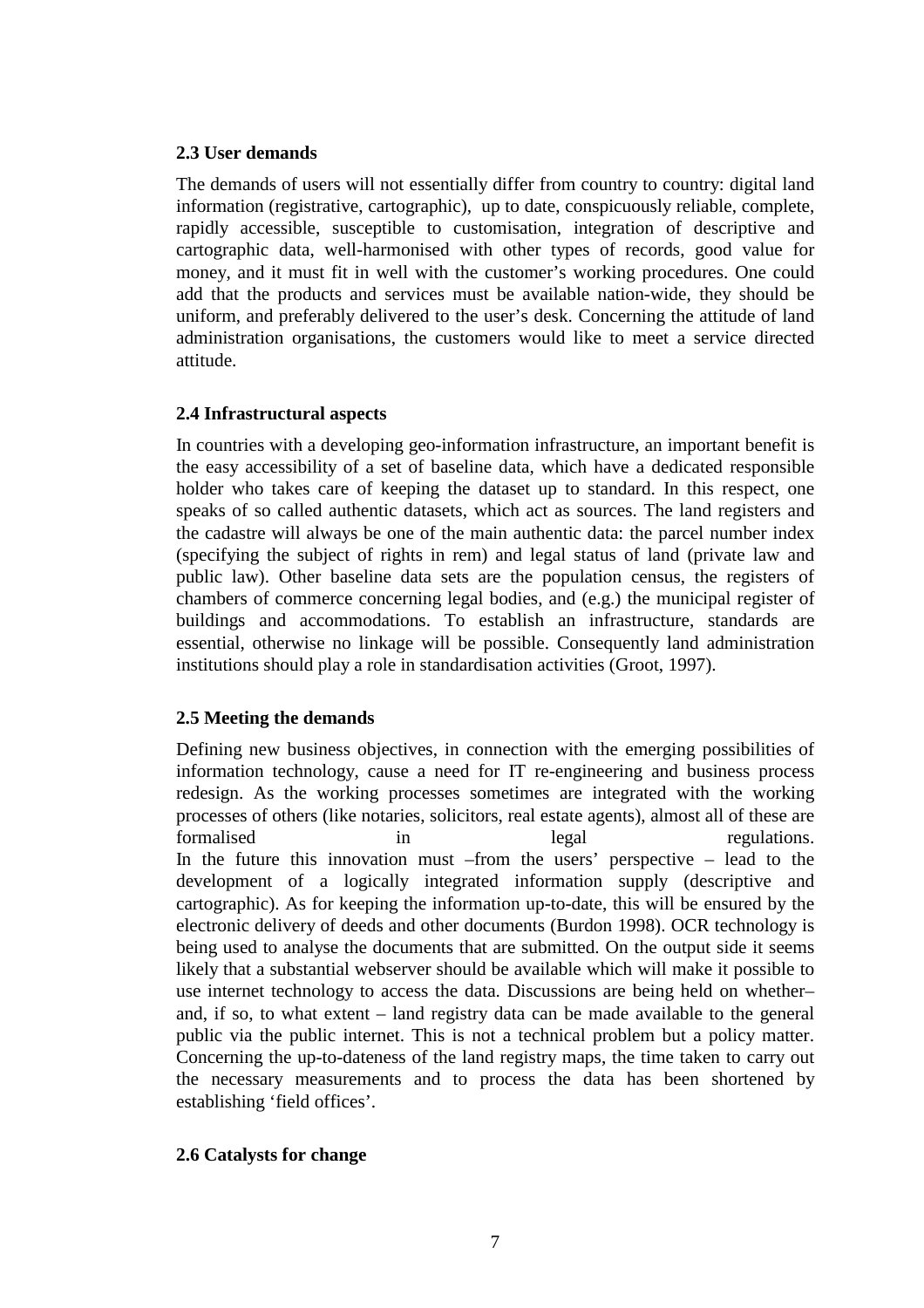### 2.3 User demands

The demands of users will not essentially differ from country to country: digital land information (registrative, cartographic), up to date, conspicuously reliable, complete, rapidly accessible, susceptible to customisation, integration of descriptive and cartographic data, well-harmonised with other types of records, good value for money, and it must fit in well with the customer's working procedures. One could add that the products and services must be available nation-wide, they should be uniform, and preferably delivered to the user's desk. Concerning the attitude of land administration organisations, the customers would like to meet a service directed attitude.

### 2.4 Infrastructural aspects

In countries with a developing geo-information infrastructure, an important benefit is the easy accessibility of a set of baseline data, which have a dedicated responsible holder who takes care of keeping the dataset up to standard. In this respect, one speaks of so called authentic datasets, which act as sources. The land registers and the cadastre will always be one of the main authentic data: the parcel number index (specifying the subject of rights in rem) and legal status of land (private law and public law). Other baseline data sets are the population census, the registers of chambers of commerce concerning legal bodies, and (e.g.) the municipal register of buildings and accommodations. To establish an infrastructure, standards are essential, otherwise no linkage will be possible. Consequently land administration institutions should play a role in standardisation activities (Groot, 1997).

### 2.5 Meeting the demands

Defining new business objectives, in connection with the emerging possibilities of information technology, cause a need for IT re-engineering and business process redesign. As the working processes sometimes are integrated with the working processes of others (like notaries, solicitors, real estate agents), almost all of these are formalised in legal regulations.
In the future this innovation must –from the users' perspective – lead to the development of a logically integrated information supply (descriptive and cartographic). As for keeping the information up-to-date, this will be ensured by the electronic delivery of deeds and other documents (Burdon 1998). OCR technology is being used to analyse the documents that are submitted. On the output side it seems likely that a substantial webserver should be available which will make it possible to use internet technology to access the data. Discussions are being held on whether– and, if so, to what extent – land registry data can be made available to the general public via the public internet. This is not a technical problem but a policy matter. Concerning the up-to-dateness of the land registry maps, the time taken to carry out the necessary measurements and to process the data has been shortened by establishing 'field offices'.

### 2.6 Catalysts for change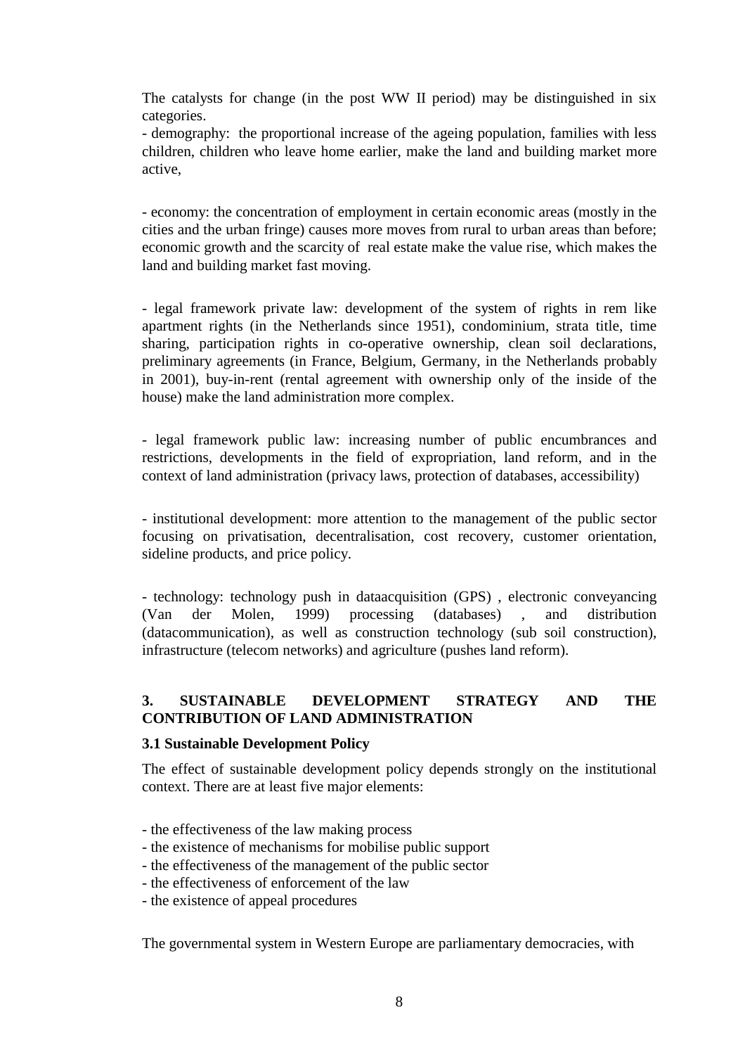The catalysts for change (in the post WW II period) may be distinguished in six categories.

- demography: the proportional increase of the ageing population, families with less children, children who leave home earlier, make the land and building market more active,

- economy: the concentration of employment in certain economic areas (mostly in the cities and the urban fringe) causes more moves from rural to urban areas than before; economic growth and the scarcity of real estate make the value rise, which makes the land and building market fast moving.

- legal framework private law: development of the system of rights in rem like apartment rights (in the Netherlands since 1951), condominium, strata title, time sharing, participation rights in co-operative ownership, clean soil declarations, preliminary agreements (in France, Belgium, Germany, in the Netherlands probably in 2001), buy-in-rent (rental agreement with ownership only of the inside of the house) make the land administration more complex.

- legal framework public law: increasing number of public encumbrances and restrictions, developments in the field of expropriation, land reform, and in the context of land administration (privacy laws, protection of databases, accessibility)

- institutional development: more attention to the management of the public sector focusing on privatisation, decentralisation, cost recovery, customer orientation, sideline products, and price policy.

- technology: technology push in dataacquisition (GPS) , electronic conveyancing (Van der Molen, 1999) processing (databases) , and distribution (datacommunication), as well as construction technology (sub soil construction), infrastructure (telecom networks) and agriculture (pushes land reform).

## 3. SUSTAINABLE DEVELOPMENT STRATEGY AND THE CONTRIBUTION OF LAND ADMINISTRATION

### 3.1 Sustainable Development Policy

The effect of sustainable development policy depends strongly on the institutional context. There are at least five major elements:

- the effectiveness of the law making process
- the existence of mechanisms for mobilise public support
- the effectiveness of the management of the public sector
- the effectiveness of enforcement of the law
- the existence of appeal procedures

The governmental system in Western Europe are parliamentary democracies, with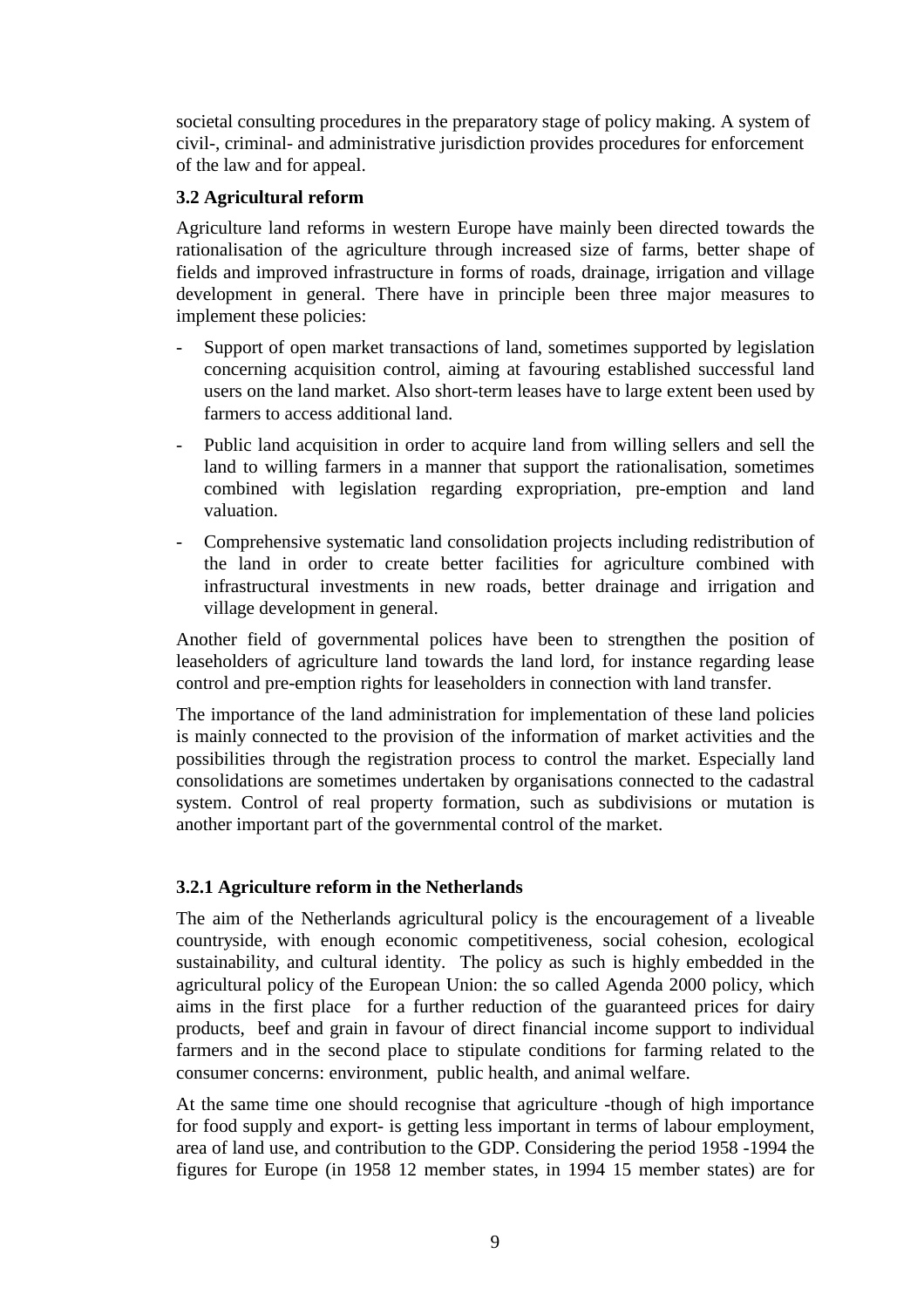societal consulting procedures in the preparatory stage of policy making. A system of civil-, criminal- and administrative jurisdiction provides procedures for enforcement of the law and for appeal.

### 3.2 Agricultural reform

Agriculture land reforms in western Europe have mainly been directed towards the rationalisation of the agriculture through increased size of farms, better shape of fields and improved infrastructure in forms of roads, drainage, irrigation and village development in general. There have in principle been three major measures to implement these policies:

- Support of open market transactions of land, sometimes supported by legislation concerning acquisition control, aiming at favouring established successful land users on the land market. Also short-term leases have to large extent been used by farmers to access additional land.
- Public land acquisition in order to acquire land from willing sellers and sell the land to willing farmers in a manner that support the rationalisation, sometimes combined with legislation regarding expropriation, pre-emption and land valuation.
- Comprehensive systematic land consolidation projects including redistribution of the land in order to create better facilities for agriculture combined with infrastructural investments in new roads, better drainage and irrigation and village development in general.

Another field of governmental polices have been to strengthen the position of leaseholders of agriculture land towards the land lord, for instance regarding lease control and pre-emption rights for leaseholders in connection with land transfer.

The importance of the land administration for implementation of these land policies is mainly connected to the provision of the information of market activities and the possibilities through the registration process to control the market. Especially land consolidations are sometimes undertaken by organisations connected to the cadastral system. Control of real property formation, such as subdivisions or mutation is another important part of the governmental control of the market.

#### 3.2.1 Agriculture reform in the Netherlands

The aim of the Netherlands agricultural policy is the encouragement of a liveable countryside, with enough economic competitiveness, social cohesion, ecological sustainability, and cultural identity. The policy as such is highly embedded in the agricultural policy of the European Union: the so called Agenda 2000 policy, which aims in the first place for a further reduction of the guaranteed prices for dairy products, beef and grain in favour of direct financial income support to individual farmers and in the second place to stipulate conditions for farming related to the consumer concerns: environment, public health, and animal welfare.

At the same time one should recognise that agriculture -though of high importance for food supply and export- is getting less important in terms of labour employment, area of land use, and contribution to the GDP. Considering the period 1958 -1994 the figures for Europe (in 1958 12 member states, in 1994 15 member states) are for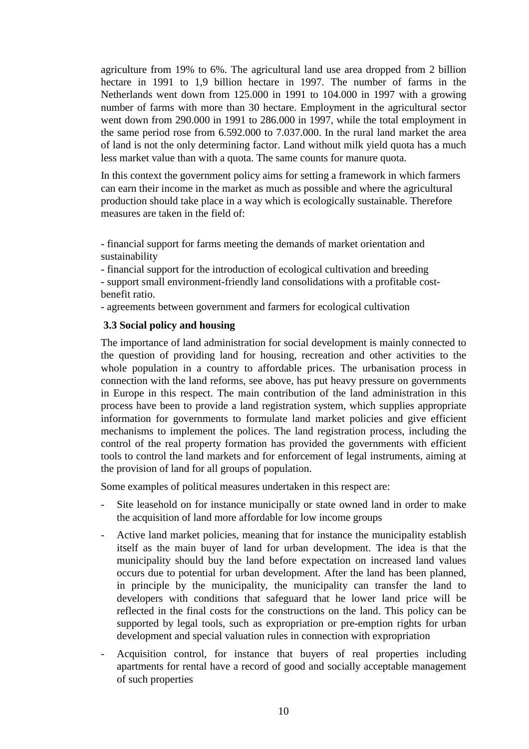agriculture from 19% to 6%. The agricultural land use area dropped from 2 billion hectare in 1991 to 1,9 billion hectare in 1997. The number of farms in the Netherlands went down from 125.000 in 1991 to 104.000 in 1997 with a growing number of farms with more than 30 hectare. Employment in the agricultural sector went down from 290.000 in 1991 to 286.000 in 1997, while the total employment in the same period rose from 6.592.000 to 7.037.000. In the rural land market the area of land is not the only determining factor. Land without milk yield quota has a much less market value than with a quota. The same counts for manure quota.

In this context the government policy aims for setting a framework in which farmers can earn their income in the market as much as possible and where the agricultural production should take place in a way which is ecologically sustainable. Therefore measures are taken in the field of:

- financial support for farms meeting the demands of market orientation and sustainability
- financial support for the introduction of ecological cultivation and breeding
- support small environment-friendly land consolidations with a profitable cost-benefit ratio.
- agreements between government and farmers for ecological cultivation

### 3.3 Social policy and housing

The importance of land administration for social development is mainly connected to the question of providing land for housing, recreation and other activities to the whole population in a country to affordable prices. The urbanisation process in connection with the land reforms, see above, has put heavy pressure on governments in Europe in this respect. The main contribution of the land administration in this process have been to provide a land registration system, which supplies appropriate information for governments to formulate land market policies and give efficient mechanisms to implement the polices. The land registration process, including the control of the real property formation has provided the governments with efficient tools to control the land markets and for enforcement of legal instruments, aiming at the provision of land for all groups of population.

Some examples of political measures undertaken in this respect are:

- Site leasehold on for instance municipally or state owned land in order to make the acquisition of land more affordable for low income groups
- Active land market policies, meaning that for instance the municipality establish itself as the main buyer of land for urban development. The idea is that the municipality should buy the land before expectation on increased land values occurs due to potential for urban development. After the land has been planned, in principle by the municipality, the municipality can transfer the land to developers with conditions that safeguard that he lower land price will be reflected in the final costs for the constructions on the land. This policy can be supported by legal tools, such as expropriation or pre-emption rights for urban development and special valuation rules in connection with expropriation
- Acquisition control, for instance that buyers of real properties including apartments for rental have a record of good and socially acceptable management of such properties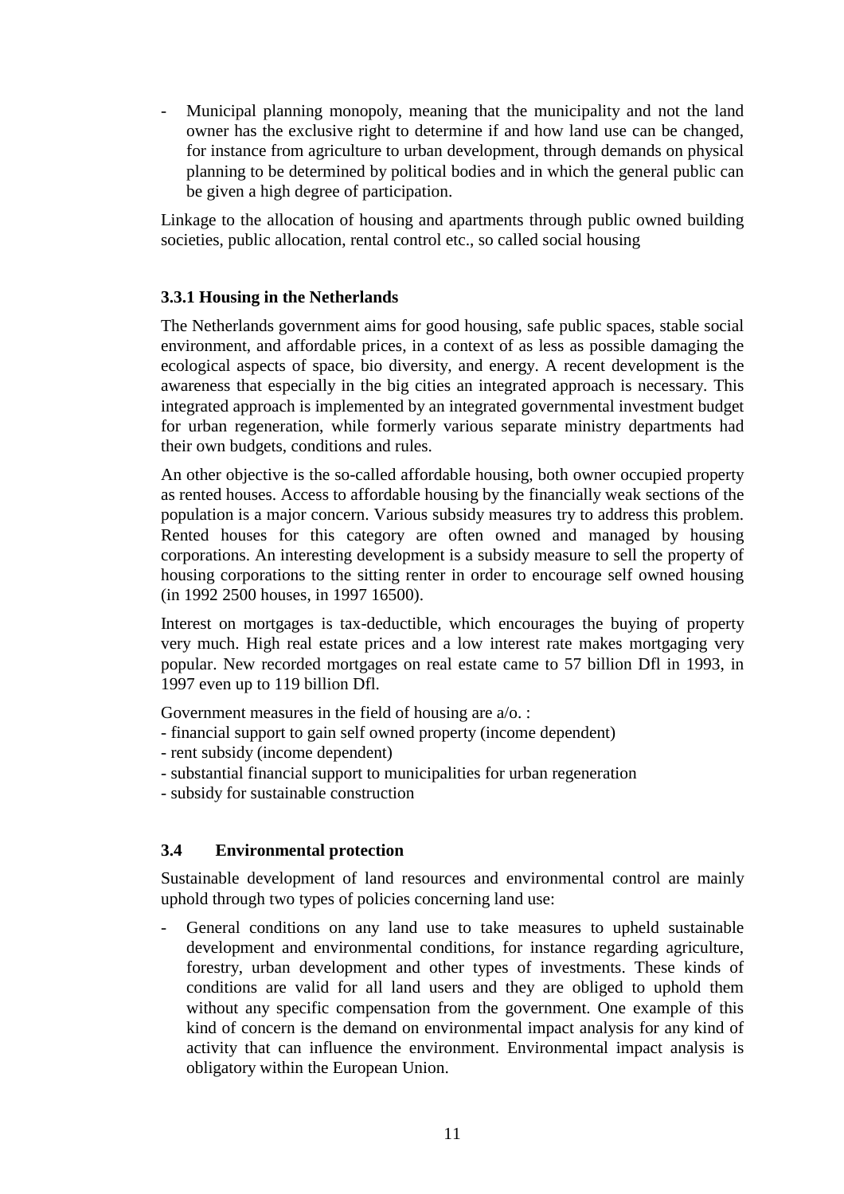- Municipal planning monopoly, meaning that the municipality and not the land owner has the exclusive right to determine if and how land use can be changed, for instance from agriculture to urban development, through demands on physical planning to be determined by political bodies and in which the general public can be given a high degree of participation.

Linkage to the allocation of housing and apartments through public owned building societies, public allocation, rental control etc., so called social housing

### 3.3.1 Housing in the Netherlands

The Netherlands government aims for good housing, safe public spaces, stable social environment, and affordable prices, in a context of as less as possible damaging the ecological aspects of space, bio diversity, and energy. A recent development is the awareness that especially in the big cities an integrated approach is necessary. This integrated approach is implemented by an integrated governmental investment budget for urban regeneration, while formerly various separate ministry departments had their own budgets, conditions and rules.

An other objective is the so-called affordable housing, both owner occupied property as rented houses. Access to affordable housing by the financially weak sections of the population is a major concern. Various subsidy measures try to address this problem. Rented houses for this category are often owned and managed by housing corporations. An interesting development is a subsidy measure to sell the property of housing corporations to the sitting renter in order to encourage self owned housing (in 1992 2500 houses, in 1997 16500).

Interest on mortgages is tax-deductible, which encourages the buying of property very much. High real estate prices and a low interest rate makes mortgaging very popular. New recorded mortgages on real estate came to 57 billion Dfl in 1993, in 1997 even up to 119 billion Dfl.

Government measures in the field of housing are a/o. :

- financial support to gain self owned property (income dependent)
- rent subsidy (income dependent)
- substantial financial support to municipalities for urban regeneration
- subsidy for sustainable construction

## 3.4 Environmental protection

Sustainable development of land resources and environmental control are mainly uphold through two types of policies concerning land use:

- General conditions on any land use to take measures to upheld sustainable development and environmental conditions, for instance regarding agriculture, forestry, urban development and other types of investments. These kinds of conditions are valid for all land users and they are obliged to uphold them without any specific compensation from the government. One example of this kind of concern is the demand on environmental impact analysis for any kind of activity that can influence the environment. Environmental impact analysis is obligatory within the European Union.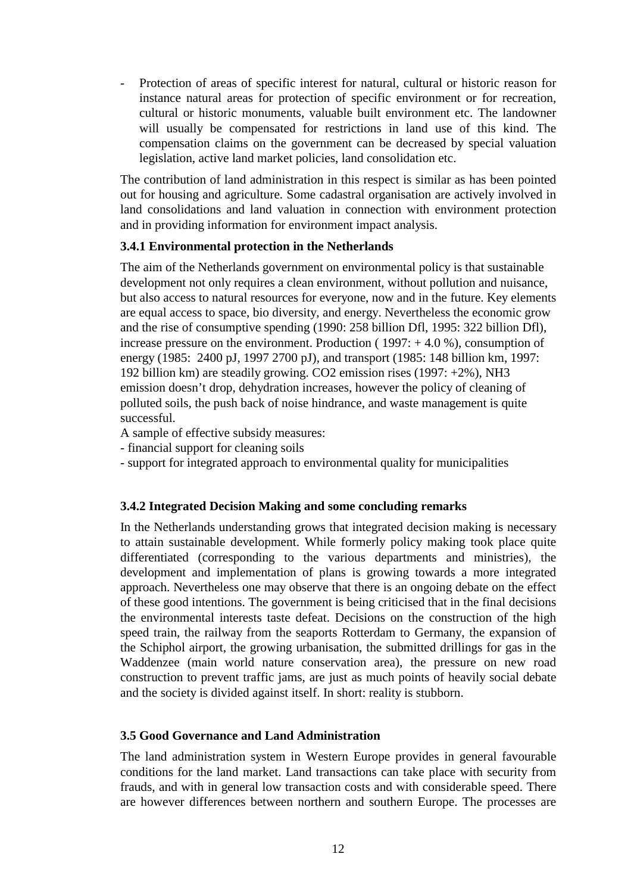- Protection of areas of specific interest for natural, cultural or historic reason for instance natural areas for protection of specific environment or for recreation, cultural or historic monuments, valuable built environment etc. The landowner will usually be compensated for restrictions in land use of this kind. The compensation claims on the government can be decreased by special valuation legislation, active land market policies, land consolidation etc.

The contribution of land administration in this respect is similar as has been pointed out for housing and agriculture. Some cadastral organisation are actively involved in land consolidations and land valuation in connection with environment protection and in providing information for environment impact analysis.

### 3.4.1 Environmental protection in the Netherlands

The aim of the Netherlands government on environmental policy is that sustainable development not only requires a clean environment, without pollution and nuisance, but also access to natural resources for everyone, now and in the future. Key elements are equal access to space, bio diversity, and energy. Nevertheless the economic grow and the rise of consumptive spending (1990: 258 billion Dfl, 1995: 322 billion Dfl), increase pressure on the environment. Production ( 1997: + 4.0 %), consumption of energy (1985: 2400 pJ, 1997 2700 pJ), and transport (1985: 148 billion km, 1997: 192 billion km) are steadily growing. $CO_2$ emission rises (1997: +2%), $NH_3$ emission doesn't drop, dehydration increases, however the policy of cleaning of polluted soils, the push back of noise hindrance, and waste management is quite successful.

A sample of effective subsidy measures:

- financial support for cleaning soils
- support for integrated approach to environmental quality for municipalities

### 3.4.2 Integrated Decision Making and some concluding remarks

In the Netherlands understanding grows that integrated decision making is necessary to attain sustainable development. While formerly policy making took place quite differentiated (corresponding to the various departments and ministries), the development and implementation of plans is growing towards a more integrated approach. Nevertheless one may observe that there is an ongoing debate on the effect of these good intentions. The government is being criticised that in the final decisions the environmental interests taste defeat. Decisions on the construction of the high speed train, the railway from the seaports Rotterdam to Germany, the expansion of the Schiphol airport, the growing urbanisation, the submitted drillings for gas in the Waddenzee (main world nature conservation area), the pressure on new road construction to prevent traffic jams, are just as much points of heavily social debate and the society is divided against itself. In short: reality is stubborn.

## 3.5 Good Governance and Land Administration

The land administration system in Western Europe provides in general favourable conditions for the land market. Land transactions can take place with security from frauds, and with in general low transaction costs and with considerable speed. There are however differences between northern and southern Europe. The processes are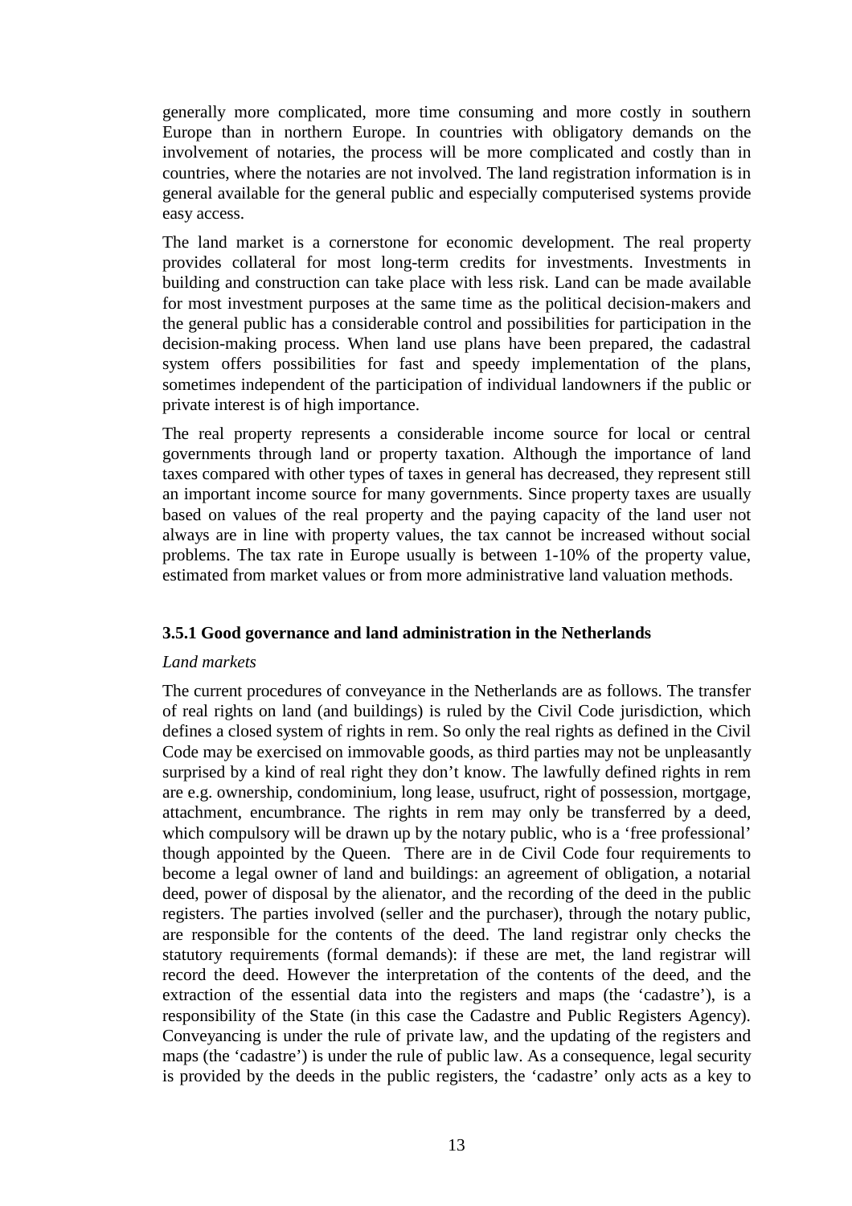generally more complicated, more time consuming and more costly in southern Europe than in northern Europe. In countries with obligatory demands on the involvement of notaries, the process will be more complicated and costly than in countries, where the notaries are not involved. The land registration information is in general available for the general public and especially computerised systems provide easy access.

The land market is a cornerstone for economic development. The real property provides collateral for most long-term credits for investments. Investments in building and construction can take place with less risk. Land can be made available for most investment purposes at the same time as the political decision-makers and the general public has a considerable control and possibilities for participation in the decision-making process. When land use plans have been prepared, the cadastral system offers possibilities for fast and speedy implementation of the plans, sometimes independent of the participation of individual landowners if the public or private interest is of high importance.

The real property represents a considerable income source for local or central governments through land or property taxation. Although the importance of land taxes compared with other types of taxes in general has decreased, they represent still an important income source for many governments. Since property taxes are usually based on values of the real property and the paying capacity of the land user not always are in line with property values, the tax cannot be increased without social problems. The tax rate in Europe usually is between 1-10% of the property value, estimated from market values or from more administrative land valuation methods.

### 3.5.1 Good governance and land administration in the Netherlands

*Land markets*

The current procedures of conveyance in the Netherlands are as follows. The transfer of real rights on land (and buildings) is ruled by the Civil Code jurisdiction, which defines a closed system of rights in rem. So only the real rights as defined in the Civil Code may be exercised on immovable goods, as third parties may not be unpleasantly surprised by a kind of real right they don't know. The lawfully defined rights in rem are e.g. ownership, condominium, long lease, usufruct, right of possession, mortgage, attachment, encumbrance. The rights in rem may only be transferred by a deed, which compulsory will be drawn up by the notary public, who is a 'free professional' though appointed by the Queen. There are in de Civil Code four requirements to become a legal owner of land and buildings: an agreement of obligation, a notarial deed, power of disposal by the alienator, and the recording of the deed in the public registers. The parties involved (seller and the purchaser), through the notary public, are responsible for the contents of the deed. The land registrar only checks the statutory requirements (formal demands): if these are met, the land registrar will record the deed. However the interpretation of the contents of the deed, and the extraction of the essential data into the registers and maps (the 'cadastre'), is a responsibility of the State (in this case the Cadastre and Public Registers Agency). Conveyancing is under the rule of private law, and the updating of the registers and maps (the 'cadastre') is under the rule of public law. As a consequence, legal security is provided by the deeds in the public registers, the 'cadastre' only acts as a key to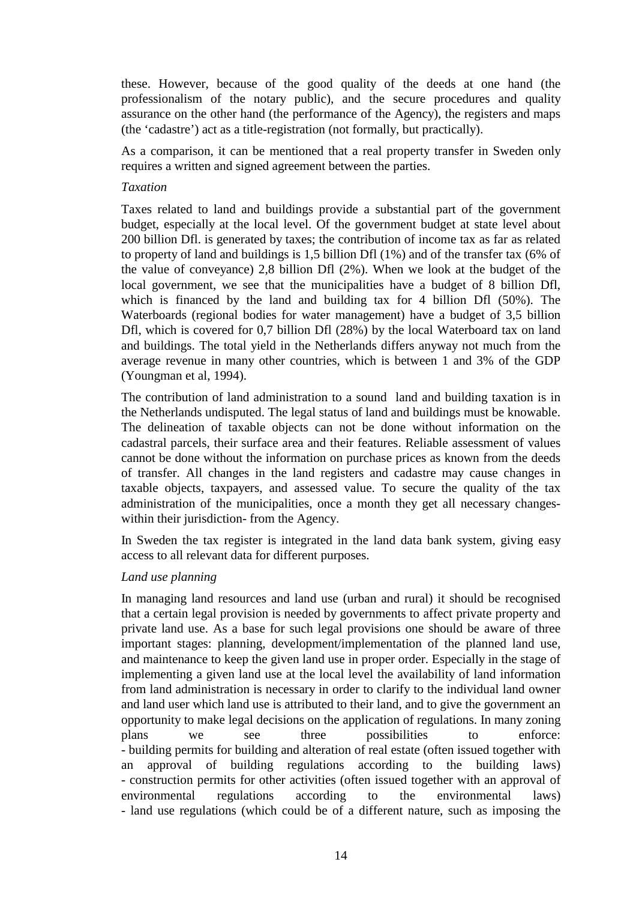these. However, because of the good quality of the deeds at one hand (the professionalism of the notary public), and the secure procedures and quality assurance on the other hand (the performance of the Agency), the registers and maps (the 'cadastre') act as a title-registration (not formally, but practically).

As a comparison, it can be mentioned that a real property transfer in Sweden only requires a written and signed agreement between the parties.

*Taxation*

Taxes related to land and buildings provide a substantial part of the government budget, especially at the local level. Of the government budget at state level about 200 billion Dfl. is generated by taxes; the contribution of income tax as far as related to property of land and buildings is 1,5 billion Dfl (1%) and of the transfer tax (6% of the value of conveyance) 2,8 billion Dfl (2%). When we look at the budget of the local government, we see that the municipalities have a budget of 8 billion Dfl, which is financed by the land and building tax for 4 billion Dfl (50%). The Waterboards (regional bodies for water management) have a budget of 3,5 billion Dfl, which is covered for 0,7 billion Dfl (28%) by the local Waterboard tax on land and buildings. The total yield in the Netherlands differs anyway not much from the average revenue in many other countries, which is between 1 and 3% of the GDP (Youngman et al, 1994).

The contribution of land administration to a sound land and building taxation is in the Netherlands undisputed. The legal status of land and buildings must be knowable. The delineation of taxable objects can not be done without information on the cadastral parcels, their surface area and their features. Reliable assessment of values cannot be done without the information on purchase prices as known from the deeds of transfer. All changes in the land registers and cadastre may cause changes in taxable objects, taxpayers, and assessed value. To secure the quality of the tax administration of the municipalities, once a month they get all necessary changes- within their jurisdiction- from the Agency.

In Sweden the tax register is integrated in the land data bank system, giving easy access to all relevant data for different purposes.

*Land use planning*

In managing land resources and land use (urban and rural) it should be recognised that a certain legal provision is needed by governments to affect private property and private land use. As a base for such legal provisions one should be aware of three important stages: planning, development/implementation of the planned land use, and maintenance to keep the given land use in proper order. Especially in the stage of implementing a given land use at the local level the availability of land information from land administration is necessary in order to clarify to the individual land owner and land user which land use is attributed to their land, and to give the government an opportunity to make legal decisions on the application of regulations. In many zoning plans we see three possibilities to enforce:

- building permits for building and alteration of real estate (often issued together with an approval of building regulations according to the building laws)
- construction permits for other activities (often issued together with an approval of environmental regulations according to the environmental laws)
- land use regulations (which could be of a different nature, such as imposing the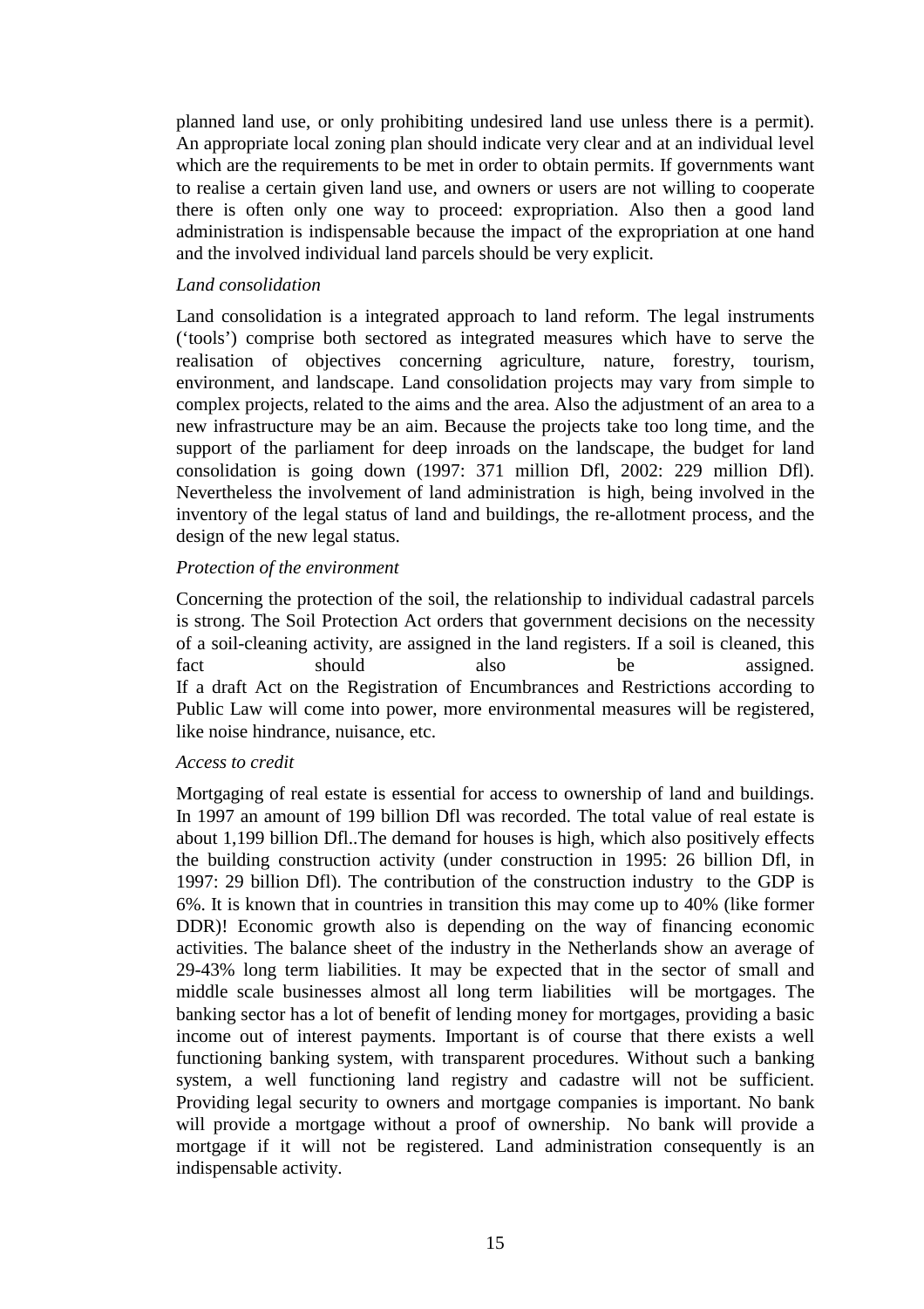planned land use, or only prohibiting undesired land use unless there is a permit). An appropriate local zoning plan should indicate very clear and at an individual level which are the requirements to be met in order to obtain permits. If governments want to realise a certain given land use, and owners or users are not willing to cooperate there is often only one way to proceed: expropriation. Also then a good land administration is indispensable because the impact of the expropriation at one hand and the involved individual land parcels should be very explicit.

*Land consolidation*

Land consolidation is a integrated approach to land reform. The legal instruments ('tools') comprise both sectored as integrated measures which have to serve the realisation of objectives concerning agriculture, nature, forestry, tourism, environment, and landscape. Land consolidation projects may vary from simple to complex projects, related to the aims and the area. Also the adjustment of an area to a new infrastructure may be an aim. Because the projects take too long time, and the support of the parliament for deep inroads on the landscape, the budget for land consolidation is going down (1997: 371 million Dfl, 2002: 229 million Dfl). Nevertheless the involvement of land administration is high, being involved in the inventory of the legal status of land and buildings, the re-allotment process, and the design of the new legal status.

*Protection of the environment*

Concerning the protection of the soil, the relationship to individual cadastral parcels is strong. The Soil Protection Act orders that government decisions on the necessity of a soil-cleaning activity, are assigned in the land registers. If a soil is cleaned, this fact should also be assigned.
If a draft Act on the Registration of Encumbrances and Restrictions according to Public Law will come into power, more environmental measures will be registered, like noise hindrance, nuisance, etc.

*Access to credit*

Mortgaging of real estate is essential for access to ownership of land and buildings. In 1997 an amount of 199 billion Dfl was recorded. The total value of real estate is about 1,199 billion Dfl..The demand for houses is high, which also positively effects the building construction activity (under construction in 1995: 26 billion Dfl, in 1997: 29 billion Dfl). The contribution of the construction industry to the GDP is 6%. It is known that in countries in transition this may come up to 40% (like former DDR)! Economic growth also is depending on the way of financing economic activities. The balance sheet of the industry in the Netherlands show an average of 29-43% long term liabilities. It may be expected that in the sector of small and middle scale businesses almost all long term liabilities will be mortgages. The banking sector has a lot of benefit of lending money for mortgages, providing a basic income out of interest payments. Important is of course that there exists a well functioning banking system, with transparent procedures. Without such a banking system, a well functioning land registry and cadastre will not be sufficient. Providing legal security to owners and mortgage companies is important. No bank will provide a mortgage without a proof of ownership. No bank will provide a mortgage if it will not be registered. Land administration consequently is an indispensable activity.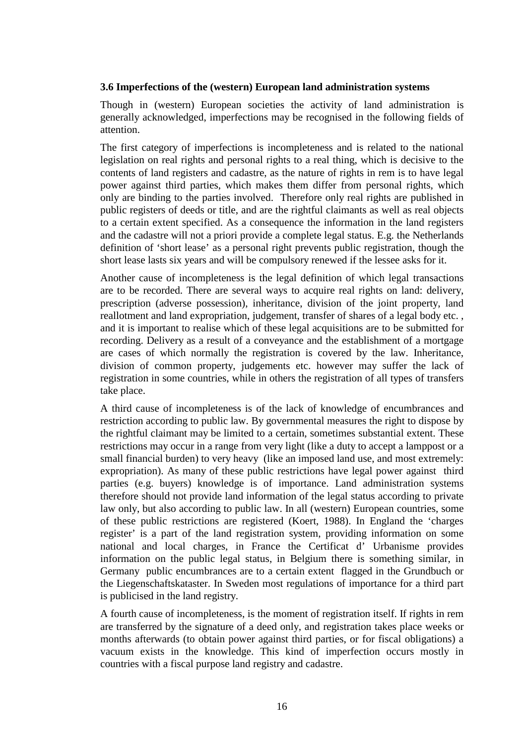### 3.6 Imperfections of the (western) European land administration systems

Though in (western) European societies the activity of land administration is generally acknowledged, imperfections may be recognised in the following fields of attention.

The first category of imperfections is incompleteness and is related to the national legislation on real rights and personal rights to a real thing, which is decisive to the contents of land registers and cadastre, as the nature of rights in rem is to have legal power against third parties, which makes them differ from personal rights, which only are binding to the parties involved. Therefore only real rights are published in public registers of deeds or title, and are the rightful claimants as well as real objects to a certain extent specified. As a consequence the information in the land registers and the cadastre will not a priori provide a complete legal status. E.g. the Netherlands definition of 'short lease' as a personal right prevents public registration, though the short lease lasts six years and will be compulsory renewed if the lessee asks for it.

Another cause of incompleteness is the legal definition of which legal transactions are to be recorded. There are several ways to acquire real rights on land: delivery, prescription (adverse possession), inheritance, division of the joint property, land reallotment and land expropriation, judgement, transfer of shares of a legal body etc. , and it is important to realise which of these legal acquisitions are to be submitted for recording. Delivery as a result of a conveyance and the establishment of a mortgage are cases of which normally the registration is covered by the law. Inheritance, division of common property, judgements etc. however may suffer the lack of registration in some countries, while in others the registration of all types of transfers take place.

A third cause of incompleteness is of the lack of knowledge of encumbrances and restriction according to public law. By governmental measures the right to dispose by the rightful claimant may be limited to a certain, sometimes substantial extent. These restrictions may occur in a range from very light (like a duty to accept a lamppost or a small financial burden) to very heavy (like an imposed land use, and most extremely: expropriation). As many of these public restrictions have legal power against third parties (e.g. buyers) knowledge is of importance. Land administration systems therefore should not provide land information of the legal status according to private law only, but also according to public law. In all (western) European countries, some of these public restrictions are registered (Koert, 1988). In England the 'charges register' is a part of the land registration system, providing information on some national and local charges, in France the Certificat d' Urbanisme provides information on the public legal status, in Belgium there is something similar, in Germany public encumbrances are to a certain extent flagged in the Grundbuch or the Liegenschaftskataster. In Sweden most regulations of importance for a third part is publicised in the land registry.

A fourth cause of incompleteness, is the moment of registration itself. If rights in rem are transferred by the signature of a deed only, and registration takes place weeks or months afterwards (to obtain power against third parties, or for fiscal obligations) a vacuum exists in the knowledge. This kind of imperfection occurs mostly in countries with a fiscal purpose land registry and cadastre.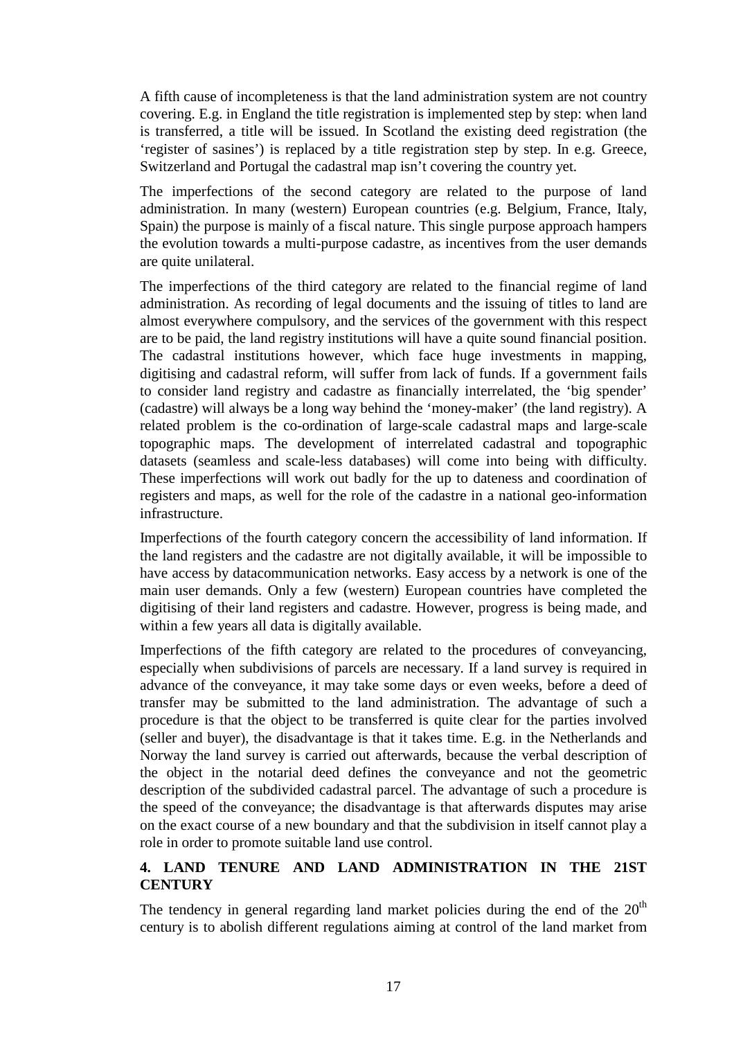A fifth cause of incompleteness is that the land administration system are not country covering. E.g. in England the title registration is implemented step by step: when land is transferred, a title will be issued. In Scotland the existing deed registration (the 'register of sasines') is replaced by a title registration step by step. In e.g. Greece, Switzerland and Portugal the cadastral map isn't covering the country yet.

The imperfections of the second category are related to the purpose of land administration. In many (western) European countries (e.g. Belgium, France, Italy, Spain) the purpose is mainly of a fiscal nature. This single purpose approach hampers the evolution towards a multi-purpose cadastre, as incentives from the user demands are quite unilateral.

The imperfections of the third category are related to the financial regime of land administration. As recording of legal documents and the issuing of titles to land are almost everywhere compulsory, and the services of the government with this respect are to be paid, the land registry institutions will have a quite sound financial position. The cadastral institutions however, which face huge investments in mapping, digitising and cadastral reform, will suffer from lack of funds. If a government fails to consider land registry and cadastre as financially interrelated, the 'big spender' (cadastre) will always be a long way behind the 'money-maker' (the land registry). A related problem is the co-ordination of large-scale cadastral maps and large-scale topographic maps. The development of interrelated cadastral and topographic datasets (seamless and scale-less databases) will come into being with difficulty. These imperfections will work out badly for the up to dateness and coordination of registers and maps, as well for the role of the cadastre in a national geo-information infrastructure.

Imperfections of the fourth category concern the accessibility of land information. If the land registers and the cadastre are not digitally available, it will be impossible to have access by datacommunication networks. Easy access by a network is one of the main user demands. Only a few (western) European countries have completed the digitising of their land registers and cadastre. However, progress is being made, and within a few years all data is digitally available.

Imperfections of the fifth category are related to the procedures of conveyancing, especially when subdivisions of parcels are necessary. If a land survey is required in advance of the conveyance, it may take some days or even weeks, before a deed of transfer may be submitted to the land administration. The advantage of such a procedure is that the object to be transferred is quite clear for the parties involved (seller and buyer), the disadvantage is that it takes time. E.g. in the Netherlands and Norway the land survey is carried out afterwards, because the verbal description of the object in the notarial deed defines the conveyance and not the geometric description of the subdivided cadastral parcel. The advantage of such a procedure is the speed of the conveyance; the disadvantage is that afterwards disputes may arise on the exact course of a new boundary and that the subdivision in itself cannot play a role in order to promote suitable land use control.

## 4. LAND TENURE AND LAND ADMINISTRATION IN THE 21ST CENTURY

The tendency in general regarding land market policies during the end of the 20th century is to abolish different regulations aiming at control of the land market from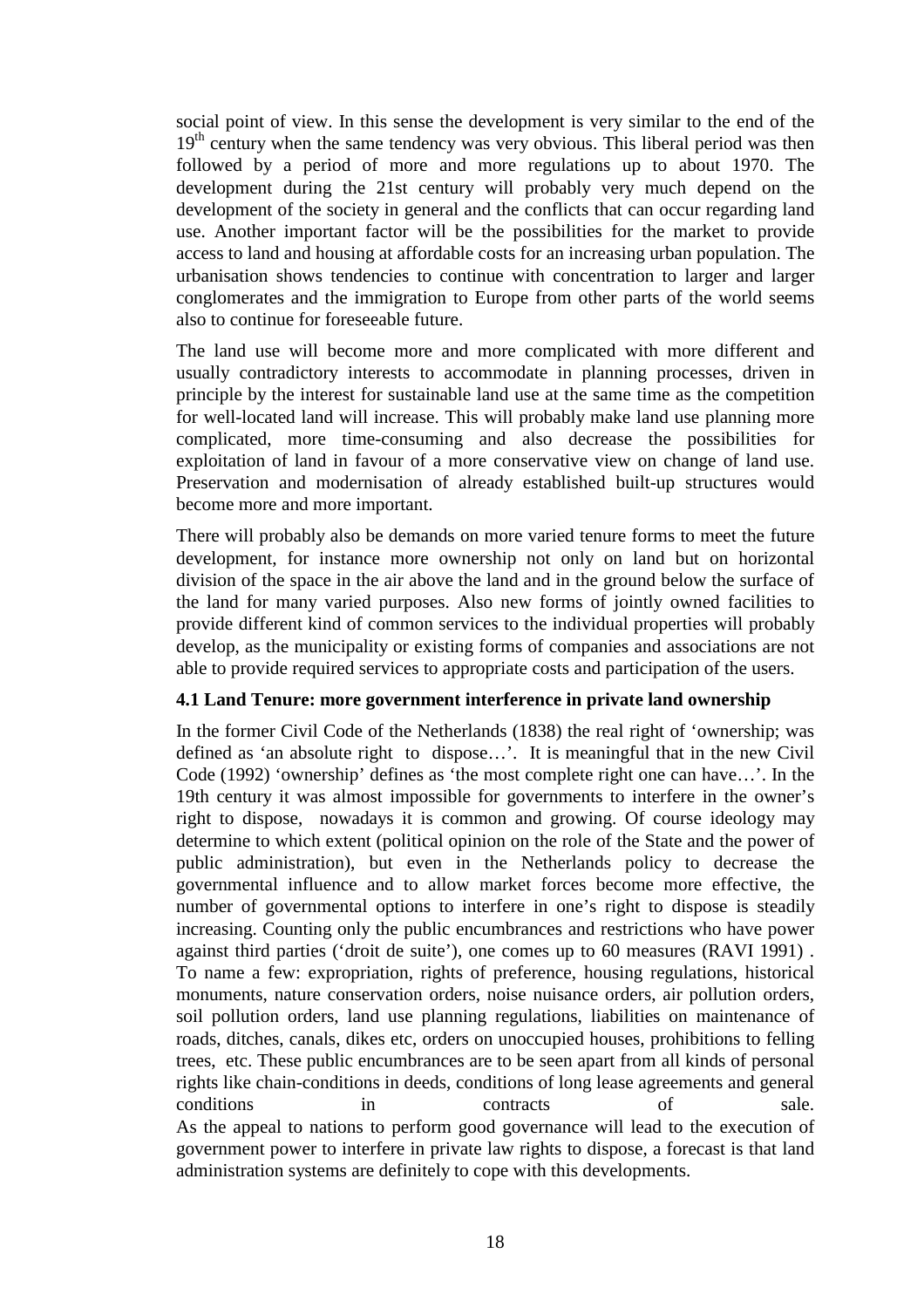social point of view. In this sense the development is very similar to the end of the 19th century when the same tendency was very obvious. This liberal period was then followed by a period of more and more regulations up to about 1970. The development during the 21st century will probably very much depend on the development of the society in general and the conflicts that can occur regarding land use. Another important factor will be the possibilities for the market to provide access to land and housing at affordable costs for an increasing urban population. The urbanisation shows tendencies to continue with concentration to larger and larger conglomerates and the immigration to Europe from other parts of the world seems also to continue for foreseeable future.

The land use will become more and more complicated with more different and usually contradictory interests to accommodate in planning processes, driven in principle by the interest for sustainable land use at the same time as the competition for well-located land will increase. This will probably make land use planning more complicated, more time-consuming and also decrease the possibilities for exploitation of land in favour of a more conservative view on change of land use. Preservation and modernisation of already established built-up structures would become more and more important.

There will probably also be demands on more varied tenure forms to meet the future development, for instance more ownership not only on land but on horizontal division of the space in the air above the land and in the ground below the surface of the land for many varied purposes. Also new forms of jointly owned facilities to provide different kind of common services to the individual properties will probably develop, as the municipality or existing forms of companies and associations are not able to provide required services to appropriate costs and participation of the users.

### 4.1 Land Tenure: more government interference in private land ownership

In the former Civil Code of the Netherlands (1838) the real right of 'ownership; was defined as 'an absolute right to dispose…'. It is meaningful that in the new Civil Code (1992) 'ownership' defines as 'the most complete right one can have…'. In the 19th century it was almost impossible for governments to interfere in the owner's right to dispose, nowadays it is common and growing. Of course ideology may determine to which extent (political opinion on the role of the State and the power of public administration), but even in the Netherlands policy to decrease the governmental influence and to allow market forces become more effective, the number of governmental options to interfere in one's right to dispose is steadily increasing. Counting only the public encumbrances and restrictions who have power against third parties ('droit de suite'), one comes up to 60 measures (RAVI 1991) . To name a few: expropriation, rights of preference, housing regulations, historical monuments, nature conservation orders, noise nuisance orders, air pollution orders, soil pollution orders, land use planning regulations, liabilities on maintenance of roads, ditches, canals, dikes etc, orders on unoccupied houses, prohibitions to felling trees, etc. These public encumbrances are to be seen apart from all kinds of personal rights like chain-conditions in deeds, conditions of long lease agreements and general conditions in contracts of sale.
As the appeal to nations to perform good governance will lead to the execution of government power to interfere in private law rights to dispose, a forecast is that land administration systems are definitely to cope with this developments.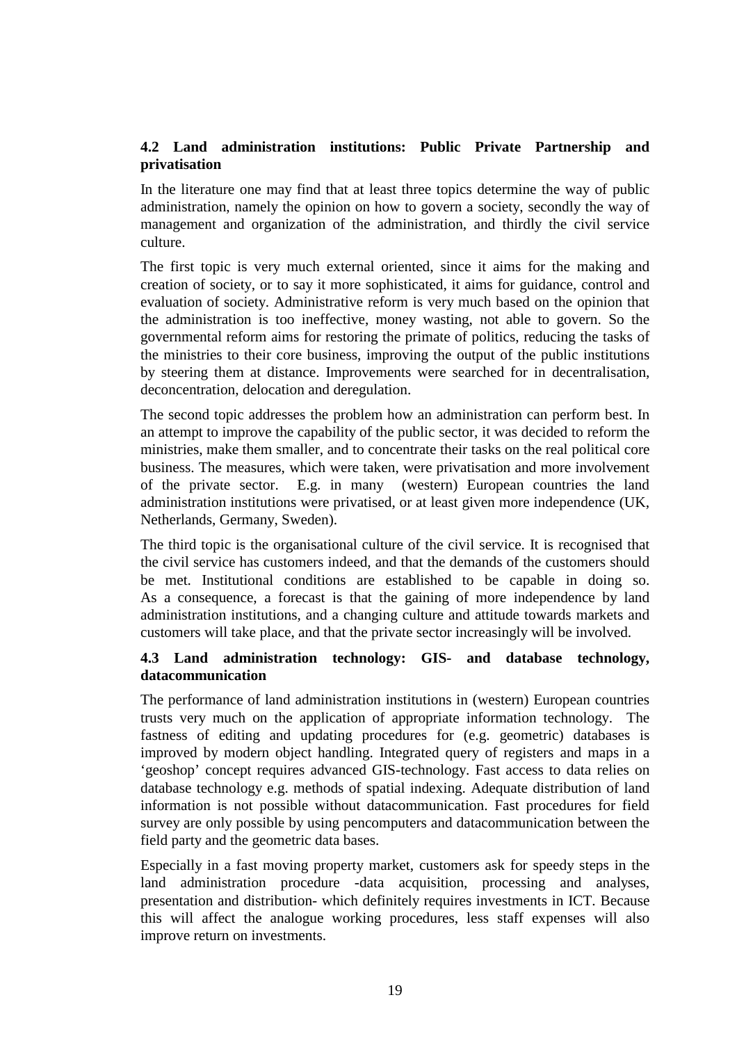### 4.2 Land administration institutions: Public Private Partnership and privatisation

In the literature one may find that at least three topics determine the way of public administration, namely the opinion on how to govern a society, secondly the way of management and organization of the administration, and thirdly the civil service culture.

The first topic is very much external oriented, since it aims for the making and creation of society, or to say it more sophisticated, it aims for guidance, control and evaluation of society. Administrative reform is very much based on the opinion that the administration is too ineffective, money wasting, not able to govern. So the governmental reform aims for restoring the primate of politics, reducing the tasks of the ministries to their core business, improving the output of the public institutions by steering them at distance. Improvements were searched for in decentralisation, deconcentration, delocation and deregulation.

The second topic addresses the problem how an administration can perform best. In an attempt to improve the capability of the public sector, it was decided to reform the ministries, make them smaller, and to concentrate their tasks on the real political core business. The measures, which were taken, were privatisation and more involvement of the private sector. E.g. in many (western) European countries the land administration institutions were privatised, or at least given more independence (UK, Netherlands, Germany, Sweden).

The third topic is the organisational culture of the civil service. It is recognised that the civil service has customers indeed, and that the demands of the customers should be met. Institutional conditions are established to be capable in doing so. As a consequence, a forecast is that the gaining of more independence by land administration institutions, and a changing culture and attitude towards markets and customers will take place, and that the private sector increasingly will be involved.

### 4.3 Land administration technology: GIS- and database technology, datacommunication

The performance of land administration institutions in (western) European countries trusts very much on the application of appropriate information technology. The fastness of editing and updating procedures for (e.g. geometric) databases is improved by modern object handling. Integrated query of registers and maps in a 'geoshop' concept requires advanced GIS-technology. Fast access to data relies on database technology e.g. methods of spatial indexing. Adequate distribution of land information is not possible without datacommunication. Fast procedures for field survey are only possible by using pencomputers and datacommunication between the field party and the geometric data bases.

Especially in a fast moving property market, customers ask for speedy steps in the land administration procedure -data acquisition, processing and analyses, presentation and distribution- which definitely requires investments in ICT. Because this will affect the analogue working procedures, less staff expenses will also improve return on investments.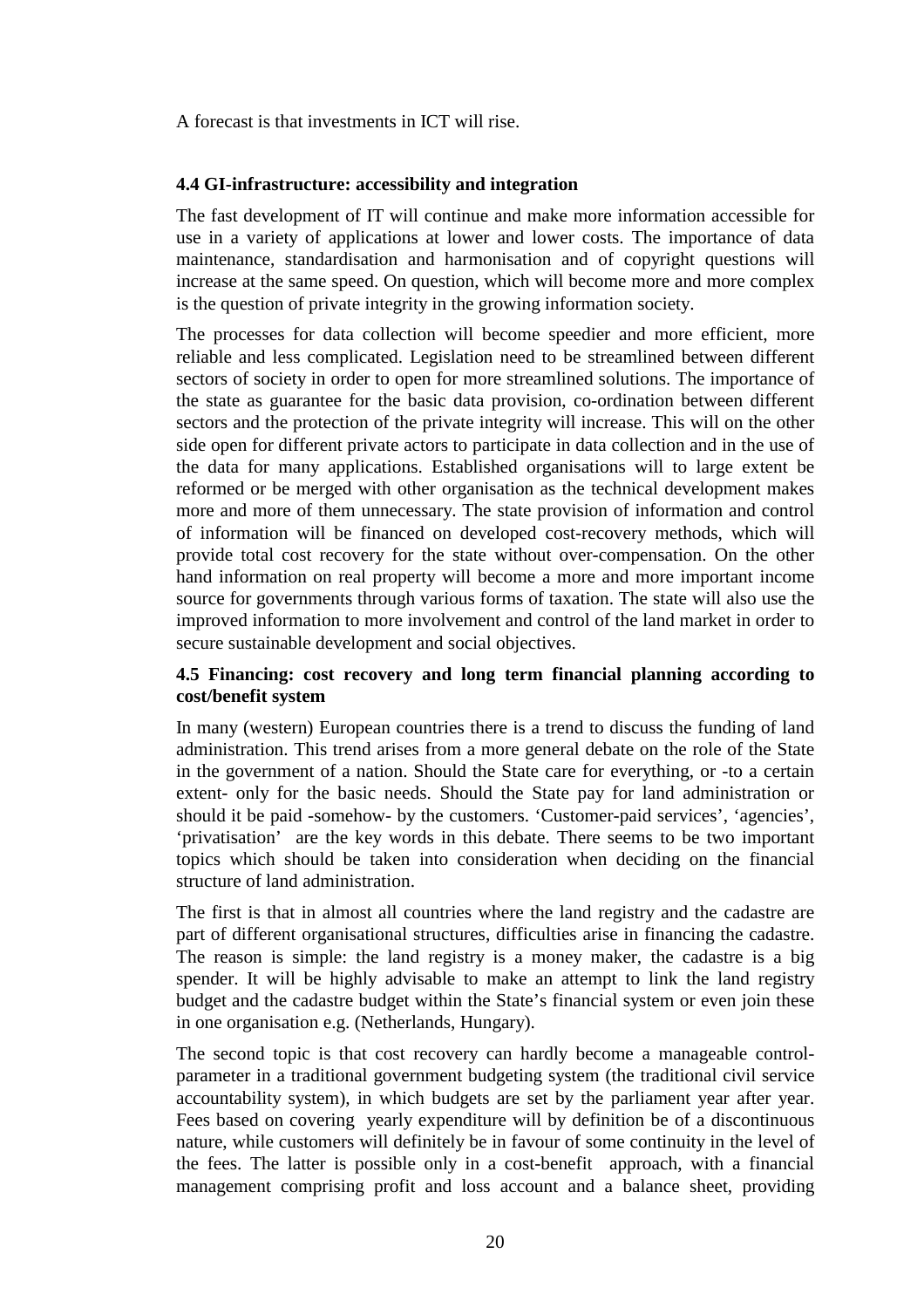A forecast is that investments in ICT will rise.

### 4.4 GI-infrastructure: accessibility and integration

The fast development of IT will continue and make more information accessible for use in a variety of applications at lower and lower costs. The importance of data maintenance, standardisation and harmonisation and of copyright questions will increase at the same speed. On question, which will become more and more complex is the question of private integrity in the growing information society.

The processes for data collection will become speedier and more efficient, more reliable and less complicated. Legislation need to be streamlined between different sectors of society in order to open for more streamlined solutions. The importance of the state as guarantee for the basic data provision, co-ordination between different sectors and the protection of the private integrity will increase. This will on the other side open for different private actors to participate in data collection and in the use of the data for many applications. Established organisations will to large extent be reformed or be merged with other organisation as the technical development makes more and more of them unnecessary. The state provision of information and control of information will be financed on developed cost-recovery methods, which will provide total cost recovery for the state without over-compensation. On the other hand information on real property will become a more and more important income source for governments through various forms of taxation. The state will also use the improved information to more involvement and control of the land market in order to secure sustainable development and social objectives.

### 4.5 Financing: cost recovery and long term financial planning according to cost/benefit system

In many (western) European countries there is a trend to discuss the funding of land administration. This trend arises from a more general debate on the role of the State in the government of a nation. Should the State care for everything, or -to a certain extent- only for the basic needs. Should the State pay for land administration or should it be paid -somehow- by the customers. 'Customer-paid services', 'agencies', 'privatisation' are the key words in this debate. There seems to be two important topics which should be taken into consideration when deciding on the financial structure of land administration.

The first is that in almost all countries where the land registry and the cadastre are part of different organisational structures, difficulties arise in financing the cadastre. The reason is simple: the land registry is a money maker, the cadastre is a big spender. It will be highly advisable to make an attempt to link the land registry budget and the cadastre budget within the State's financial system or even join these in one organisation e.g. (Netherlands, Hungary).

The second topic is that cost recovery can hardly become a manageable control-parameter in a traditional government budgeting system (the traditional civil service accountability system), in which budgets are set by the parliament year after year. Fees based on covering yearly expenditure will by definition be of a discontinuous nature, while customers will definitely be in favour of some continuity in the level of the fees. The latter is possible only in a cost-benefit approach, with a financial management comprising profit and loss account and a balance sheet, providing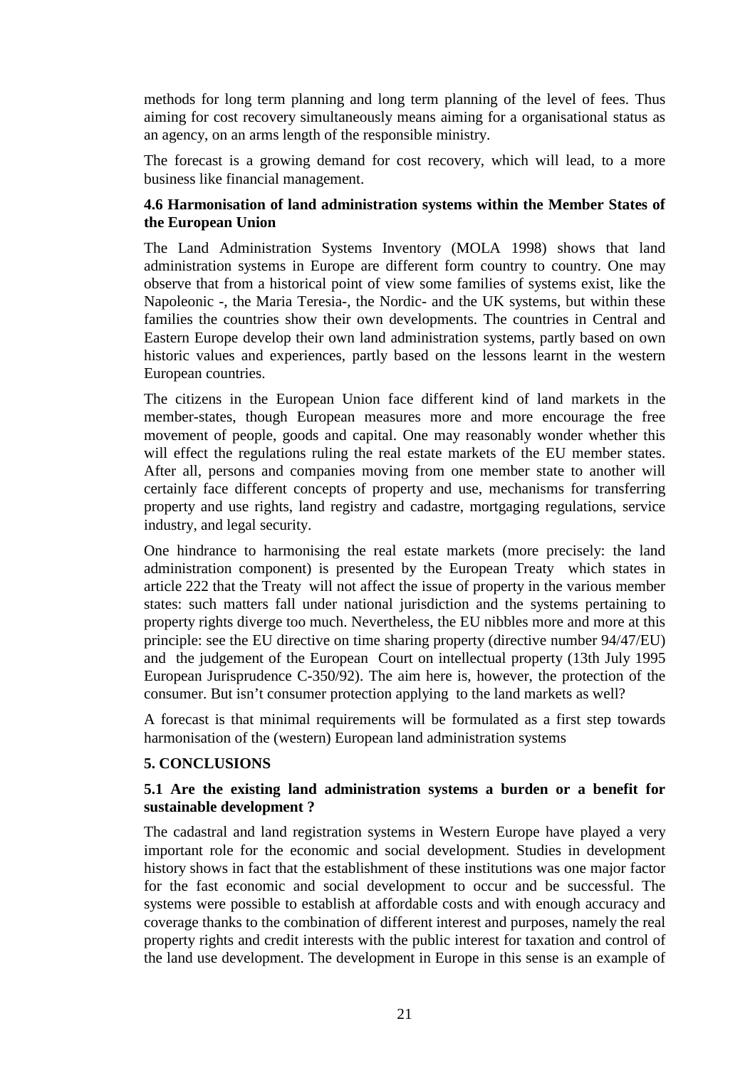methods for long term planning and long term planning of the level of fees. Thus aiming for cost recovery simultaneously means aiming for a organisational status as an agency, on an arms length of the responsible ministry.

The forecast is a growing demand for cost recovery, which will lead, to a more business like financial management.

### 4.6 Harmonisation of land administration systems within the Member States of the European Union

The Land Administration Systems Inventory (MOLA 1998) shows that land administration systems in Europe are different form country to country. One may observe that from a historical point of view some families of systems exist, like the Napoleonic -, the Maria Teresia-, the Nordic- and the UK systems, but within these families the countries show their own developments. The countries in Central and Eastern Europe develop their own land administration systems, partly based on own historic values and experiences, partly based on the lessons learnt in the western European countries.

The citizens in the European Union face different kind of land markets in the member-states, though European measures more and more encourage the free movement of people, goods and capital. One may reasonably wonder whether this will effect the regulations ruling the real estate markets of the EU member states. After all, persons and companies moving from one member state to another will certainly face different concepts of property and use, mechanisms for transferring property and use rights, land registry and cadastre, mortgaging regulations, service industry, and legal security.

One hindrance to harmonising the real estate markets (more precisely: the land administration component) is presented by the European Treaty which states in article 222 that the Treaty will not affect the issue of property in the various member states: such matters fall under national jurisdiction and the systems pertaining to property rights diverge too much. Nevertheless, the EU nibbles more and more at this principle: see the EU directive on time sharing property (directive number 94/47/EU) and the judgement of the European Court on intellectual property (13th July 1995 European Jurisprudence C-350/92). The aim here is, however, the protection of the consumer. But isn't consumer protection applying to the land markets as well?

A forecast is that minimal requirements will be formulated as a first step towards harmonisation of the (western) European land administration systems

## 5. CONCLUSIONS

### 5.1 Are the existing land administration systems a burden or a benefit for sustainable development ?

The cadastral and land registration systems in Western Europe have played a very important role for the economic and social development. Studies in development history shows in fact that the establishment of these institutions was one major factor for the fast economic and social development to occur and be successful. The systems were possible to establish at affordable costs and with enough accuracy and coverage thanks to the combination of different interest and purposes, namely the real property rights and credit interests with the public interest for taxation and control of the land use development. The development in Europe in this sense is an example of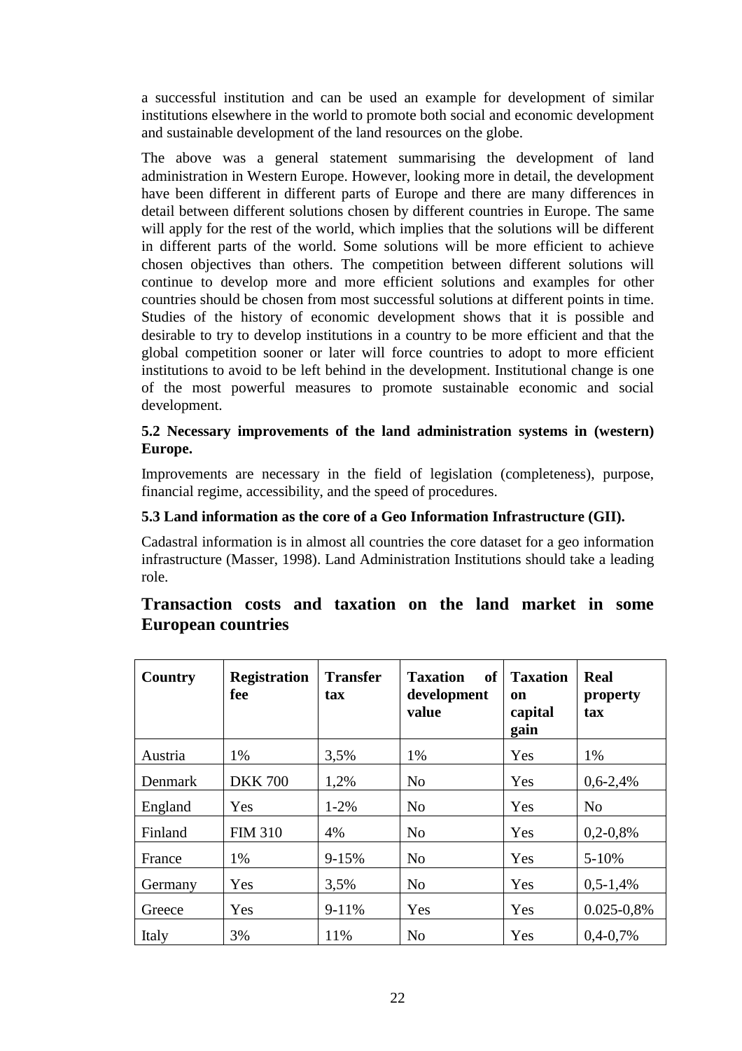a successful institution and can be used an example for development of similar institutions elsewhere in the world to promote both social and economic development and sustainable development of the land resources on the globe.

The above was a general statement summarising the development of land administration in Western Europe. However, looking more in detail, the development have been different in different parts of Europe and there are many differences in detail between different solutions chosen by different countries in Europe. The same will apply for the rest of the world, which implies that the solutions will be different in different parts of the world. Some solutions will be more efficient to achieve chosen objectives than others. The competition between different solutions will continue to develop more and more efficient solutions and examples for other countries should be chosen from most successful solutions at different points in time. Studies of the history of economic development shows that it is possible and desirable to try to develop institutions in a country to be more efficient and that the global competition sooner or later will force countries to adopt to more efficient institutions to avoid to be left behind in the development. Institutional change is one of the most powerful measures to promote sustainable economic and social development.

**5.2 Necessary improvements of the land administration systems in (western) Europe.**

Improvements are necessary in the field of legislation (completeness), purpose, financial regime, accessibility, and the speed of procedures.

**5.3 Land information as the core of a Geo Information Infrastructure (GII).**

Cadastral information is in almost all countries the core dataset for a geo information infrastructure (Masser, 1998). Land Administration Institutions should take a leading role.

## Transaction costs and taxation on the land market in some European countries

| Country | Registration fee | Transfer tax | Taxation of development value | Taxation on capital gain | Real property tax |
|---|---|---|---|---|---|
| Austria | 1% | 3,5% | 1% | Yes | 1% |
| Denmark | DKK 700 | 1,2% | No | Yes | 0,6-2,4% |
| England | Yes | 1-2% | No | Yes | No |
| Finland | FIM 310 | 4% | No | Yes | 0,2-0,8% |
| France | 1% | 9-15% | No | Yes | 5-10% |
| Germany | Yes | 3,5% | No | Yes | 0,5-1,4% |
| Greece | Yes | 9-11% | Yes | Yes | 0.025-0,8% |
| Italy | 3% | 11% | No | Yes | 0,4-0,7% |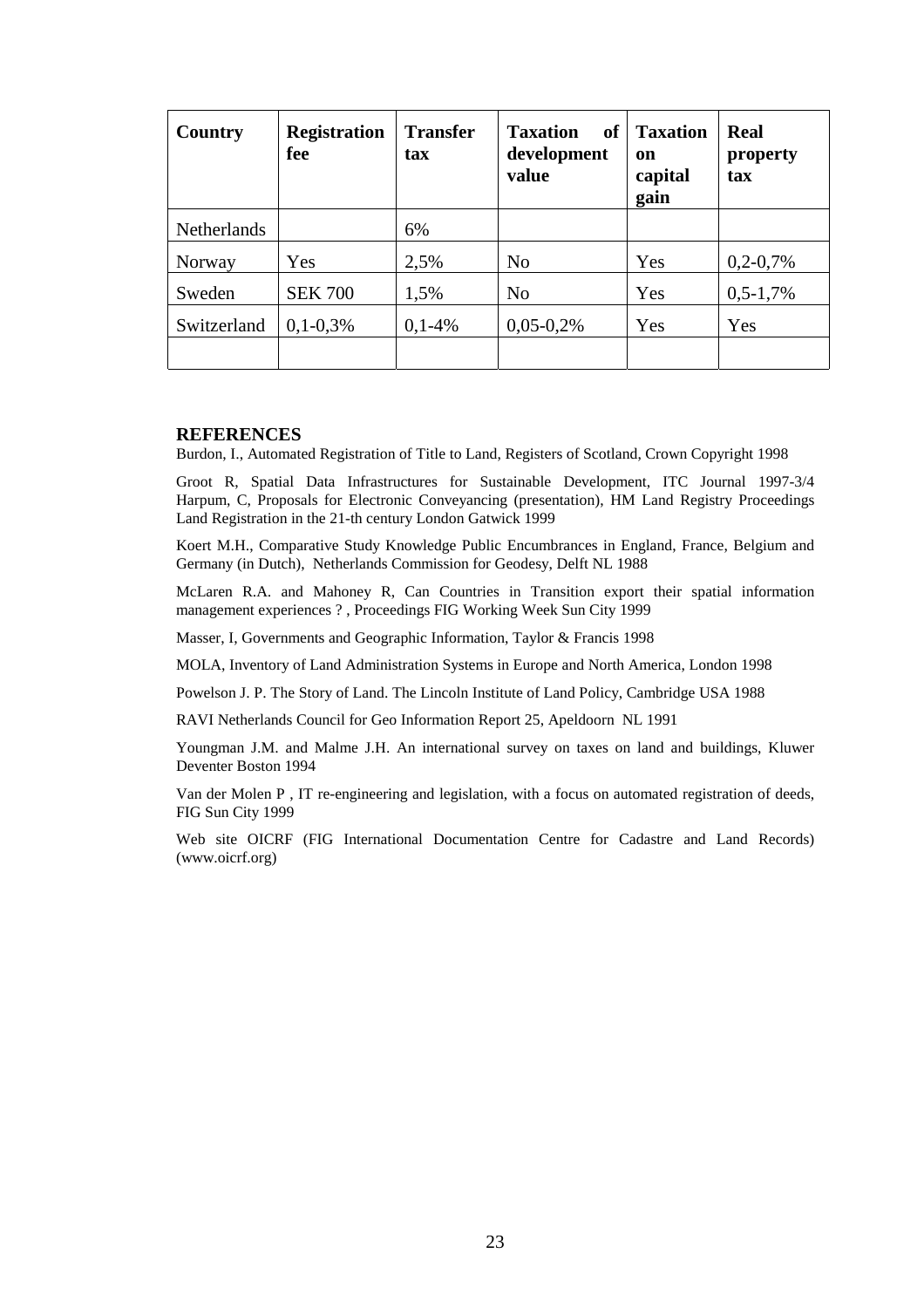| Country | Registration fee | Transfer tax | Taxation of development value | Taxation on capital gain | Real property tax |
|---|---|---|---|---|---|
| Netherlands | | 6% | | | |
| Norway | Yes | 2,5% | No | Yes | 0,2-0,7% |
| Sweden | SEK 700 | 1,5% | No | Yes | 0,5-1,7% |
| Switzerland | 0,1-0,3% | 0,1-4% | 0,05-0,2% | Yes | Yes |
| | | | | | |

## REFERENCES

Burdon, I., Automated Registration of Title to Land, Registers of Scotland, Crown Copyright 1998

Groot R, Spatial Data Infrastructures for Sustainable Development, ITC Journal 1997-3/4
Harpum, C, Proposals for Electronic Conveyancing (presentation), HM Land Registry Proceedings Land Registration in the 21-th century London Gatwick 1999

Koert M.H., Comparative Study Knowledge Public Encumbrances in England, France, Belgium and Germany (in Dutch), Netherlands Commission for Geodesy, Delft NL 1988

McLaren R.A. and Mahoney R, Can Countries in Transition export their spatial information management experiences ? , Proceedings FIG Working Week Sun City 1999

Masser, I, Governments and Geographic Information, Taylor & Francis 1998

MOLA, Inventory of Land Administration Systems in Europe and North America, London 1998

Powelson J. P. The Story of Land. The Lincoln Institute of Land Policy, Cambridge USA 1988

RAVI Netherlands Council for Geo Information Report 25, Apeldoorn NL 1991

Youngman J.M. and Malme J.H. An international survey on taxes on land and buildings, Kluwer Deventer Boston 1994

Van der Molen P , IT re-engineering and legislation, with a focus on automated registration of deeds, FIG Sun City 1999

Web site OICRF (FIG International Documentation Centre for Cadastre and Land Records) (www.oicrf.org)